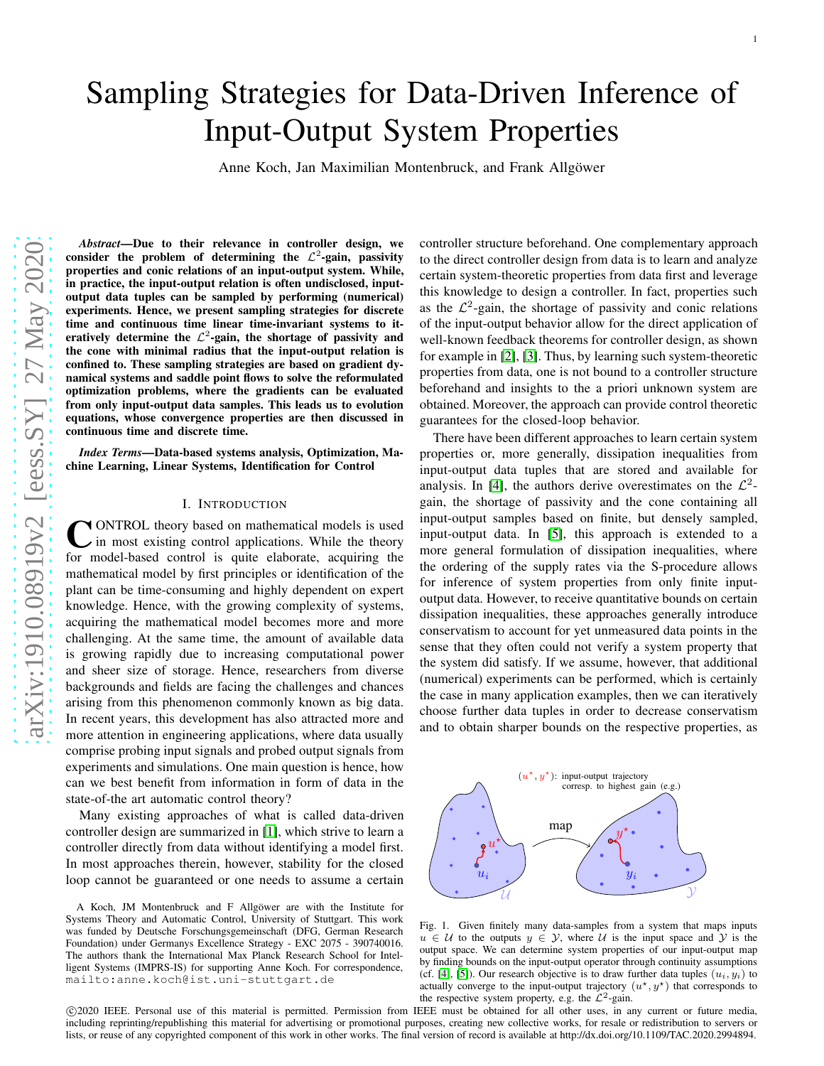# Sampling Strategies for Data-Driven Inference of Input-Output System Properties

Anne Koch, Jan Maximilian Montenbruck, and Frank Allgöwer

***Abstract*—Due to their relevance in controller design, we consider the problem of determining the $\mathcal{L}^2$-gain, passivity properties and conic relations of an input-output system. While, in practice, the input-output relation is often undisclosed, input-output data tuples can be sampled by performing (numerical) experiments. Hence, we present sampling strategies for discrete time and continuous time linear time-invariant systems to iteratively determine the $\mathcal{L}^2$-gain, the shortage of passivity and the cone with minimal radius that the input-output relation is confined to. These sampling strategies are based on gradient dynamical systems and saddle point flows to solve the reformulated optimization problems, where the gradients can be evaluated from only input-output data samples. This leads us to evolution equations, whose convergence properties are then discussed in continuous time and discrete time.**

***Index Terms*—Data-based systems analysis, Optimization, Machine Learning, Linear Systems, Identification for Control**

## I. Introduction

Control theory based on mathematical models is used in most existing control applications. While the theory for model-based control is quite elaborate, acquiring the mathematical model by first principles or identification of the plant can be time-consuming and highly dependent on expert knowledge. Hence, with the growing complexity of systems, acquiring the mathematical model becomes more and more challenging. At the same time, the amount of available data is growing rapidly due to increasing computational power and sheer size of storage. Hence, researchers from diverse backgrounds and fields are facing the challenges and chances arising from this phenomenon commonly known as big data. In recent years, this development has also attracted more and more attention in engineering applications, where data usually comprise probing input signals and probed output signals from experiments and simulations. One main question is hence, how can we best benefit from information in form of data in the state-of-the art automatic control theory?

Many existing approaches of what is called data-driven controller design are summarized in [1], which strive to learn a controller directly from data without identifying a model first. In most approaches therein, however, stability for the closed loop cannot be guaranteed or one needs to assume a certain controller structure beforehand. One complementary approach to the direct controller design from data is to learn and analyze certain system-theoretic properties from data first and leverage this knowledge to design a controller. In fact, properties such as the $\mathcal{L}^2$-gain, the shortage of passivity and conic relations of the input-output behavior allow for the direct application of well-known feedback theorems for controller design, as shown for example in [2], [3]. Thus, by learning such system-theoretic properties from data, one is not bound to a controller structure beforehand and insights to the a priori unknown system are obtained. Moreover, the approach can provide control theoretic guarantees for the closed-loop behavior.

There have been different approaches to learn certain system properties or, more generally, dissipation inequalities from input-output data tuples that are stored and available for analysis. In [4], the authors derive overestimates on the $\mathcal{L}^2$-gain, the shortage of passivity and the cone containing all input-output samples based on finite, but densely sampled, input-output data. In [5], this approach is extended to a more general formulation of dissipation inequalities, where the ordering of the supply rates via the S-procedure allows for inference of system properties from only finite input-output data. However, to receive quantitative bounds on certain dissipation inequalities, these approaches generally introduce conservatism to account for yet unmeasured data points in the sense that they often could not verify a system property that the system did satisfy. If we assume, however, that additional (numerical) experiments can be performed, which is certainly the case in many application examples, then we can iteratively choose further data tuples in order to decrease conservatism and to obtain sharper bounds on the respective properties, as

Fig. 1. Given finitely many data-samples from a system that maps inputs $u \in \mathcal{U}$ to the outputs $y \in \mathcal{Y}$, where $\mathcal{U}$ is the input space and $\mathcal{Y}$ is the output space. We can determine system properties of our input-output map by finding bounds on the input-output operator through continuity assumptions (cf. [4], [5]). Our research objective is to draw further data tuples $(u_i, y_i)$ to actually converge to the input-output trajectory $(u^\star, y^\star)$ that corresponds to the respective system property, e.g. the $\mathcal{L}^2$-gain.

A Koch, JM Montenbruck and F Allgöwer are with the Institute for Systems Theory and Automatic Control, University of Stuttgart. This work was funded by Deutsche Forschungsgemeinschaft (DFG, German Research Foundation) under Germanys Excellence Strategy - EXC 2075 - 390740016. The authors thank the International Max Planck Research School for Intelligent Systems (IMPRS-IS) for supporting Anne Koch. For correspondence, mailto:anne.koch@ist.uni-stuttgart.de

©2020 IEEE. Personal use of this material is permitted. Permission from IEEE must be obtained for all other uses, in any current or future media, including reprinting/republishing this material for advertising or promotional purposes, creating new collective works, for resale or redistribution to servers or lists, or reuse of any copyrighted component of this work in other works. The final version of record is available at http://dx.doi.org/10.1109/TAC.2020.2994894.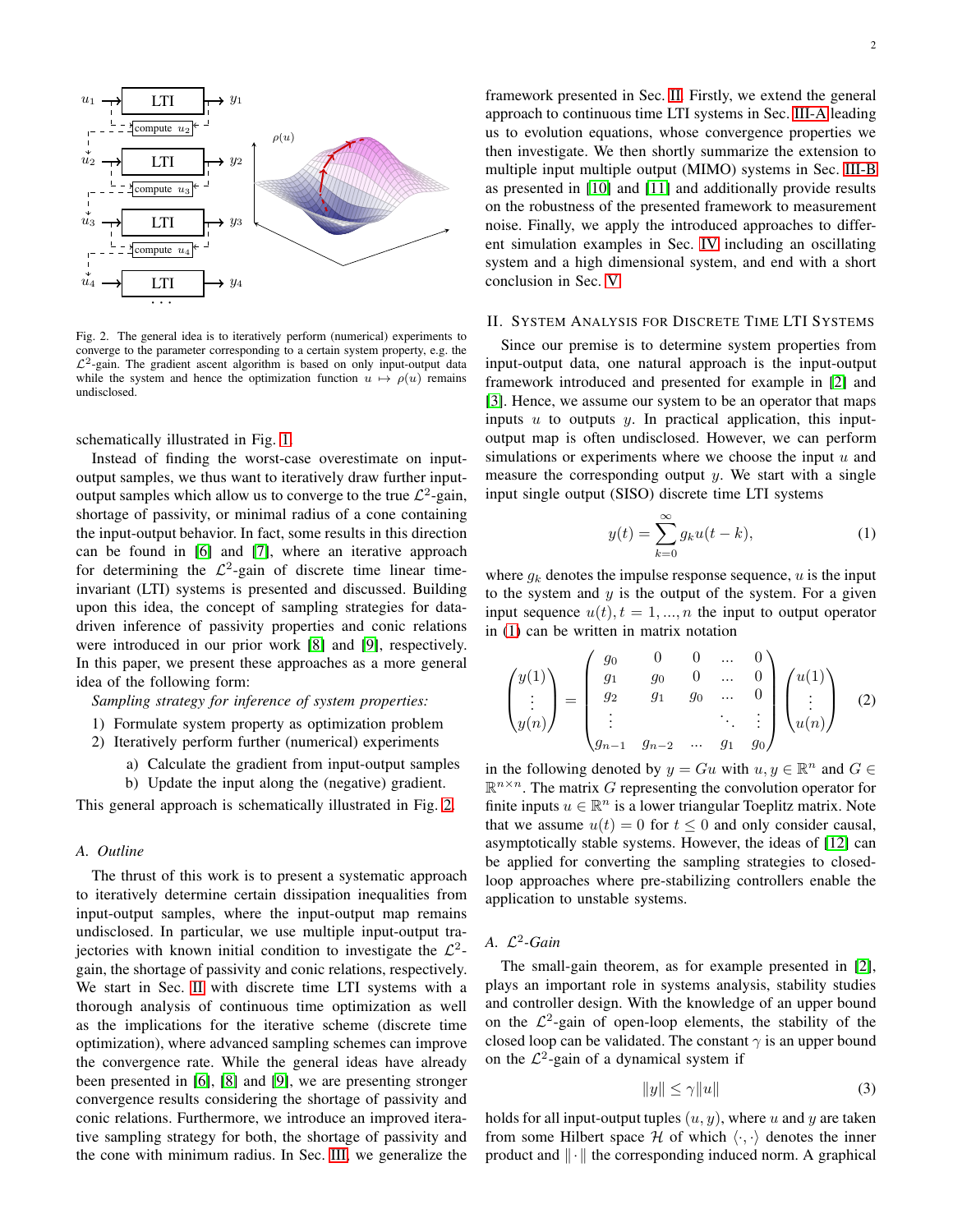Fig. 2. The general idea is to iteratively perform (numerical) experiments to converge to the parameter corresponding to a certain system property, e.g. the $\mathcal{L}^2$-gain. The gradient ascent algorithm is based on only input-output data while the system and hence the optimization function $u \mapsto \rho(u)$ remains undisclosed.

schematically illustrated in Fig. 1.

Instead of finding the worst-case overestimate on input-output samples, we thus want to iteratively draw further input-output samples which allow us to converge to the true $\mathcal{L}^2$-gain, shortage of passivity, or minimal radius of a cone containing the input-output behavior. In fact, some results in this direction can be found in [6] and [7], where an iterative approach for determining the $\mathcal{L}^2$-gain of discrete time linear time-invariant (LTI) systems is presented and discussed. Building upon this idea, the concept of sampling strategies for data-driven inference of passivity properties and conic relations were introduced in our prior work [8] and [9], respectively. In this paper, we present these approaches as a more general idea of the following form:

*Sampling strategy for inference of system properties:*

1) Formulate system property as optimization problem
2) Iteratively perform further (numerical) experiments
   a) Calculate the gradient from input-output samples
   b) Update the input along the (negative) gradient.

This general approach is schematically illustrated in Fig. 2.

### A. Outline

The thrust of this work is to present a systematic approach to iteratively determine certain dissipation inequalities from input-output samples, where the input-output map remains undisclosed. In particular, we use multiple input-output trajectories with known initial condition to investigate the $\mathcal{L}^2$-gain, the shortage of passivity and conic relations, respectively. We start in Sec. II with discrete time LTI systems with a thorough analysis of continuous time optimization as well as the implications for the iterative scheme (discrete time optimization), where advanced sampling schemes can improve the convergence rate. While the general ideas have already been presented in [6], [8] and [9], we are presenting stronger convergence results considering the shortage of passivity and conic relations. Furthermore, we introduce an improved iterative sampling strategy for both, the shortage of passivity and the cone with minimum radius. In Sec. III, we generalize the framework presented in Sec. II. Firstly, we extend the general approach to continuous time LTI systems in Sec. III-A leading us to evolution equations, whose convergence properties we then investigate. We then shortly summarize the extension to multiple input multiple output (MIMO) systems in Sec. III-B as presented in [10] and [11] and additionally provide results on the robustness of the presented framework to measurement noise. Finally, we apply the introduced approaches to different simulation examples in Sec. IV including an oscillating system and a high dimensional system, and end with a short conclusion in Sec. V.

## II. System Analysis for Discrete Time LTI Systems

Since our premise is to determine system properties from input-output data, one natural approach is the input-output framework introduced and presented for example in [2] and [3]. Hence, we assume our system to be an operator that maps inputs $u$ to outputs $y$. In practical application, this input-output map is often undisclosed. However, we can perform simulations or experiments where we choose the input $u$ and measure the corresponding output $y$. We start with a single input single output (SISO) discrete time LTI systems

$$y(t) = \sum_{k=0}^{\infty} g_k u(t-k), \tag{1}$$

where $g_k$ denotes the impulse response sequence, $u$ is the input to the system and $y$ is the output of the system. For a given input sequence $u(t), t = 1, ..., n$ the input to output operator in (1) can be written in matrix notation

$$\begin{pmatrix} y(1) \\ \vdots \\ y(n) \end{pmatrix} = \begin{pmatrix} g_0 & 0 & 0 & \dots & 0 \\ g_1 & g_0 & 0 & \dots & 0 \\ g_2 & g_1 & g_0 & \dots & 0 \\ \vdots & & & \ddots & \vdots \\ g_{n-1} & g_{n-2} & \dots & g_1 & g_0 \end{pmatrix} \begin{pmatrix} u(1) \\ \vdots \\ u(n) \end{pmatrix} \tag{2}$$

in the following denoted by $y = Gu$ with $u, y \in \mathbb{R}^n$ and $G \in \mathbb{R}^{n \times n}$. The matrix $G$ representing the convolution operator for finite inputs $u \in \mathbb{R}^n$ is a lower triangular Toeplitz matrix. Note that we assume $u(t) = 0$ for $t \leq 0$ and only consider causal, asymptotically stable systems. However, the ideas of [12] can be applied for converting the sampling strategies to closed-loop approaches where pre-stabilizing controllers enable the application to unstable systems.

### A. $\mathcal{L}^2$-Gain

The small-gain theorem, as for example presented in [2], plays an important role in systems analysis, stability studies and controller design. With the knowledge of an upper bound on the $\mathcal{L}^2$-gain of open-loop elements, the stability of the closed loop can be validated. The constant $\gamma$ is an upper bound on the $\mathcal{L}^2$-gain of a dynamical system if

$$\|y\| \leq \gamma \|u\| \tag{3}$$

holds for all input-output tuples $(u, y)$, where $u$ and $y$ are taken from some Hilbert space $\mathcal{H}$ of which $\langle \cdot, \cdot \rangle$ denotes the inner product and $\|\cdot\|$ the corresponding induced norm. A graphical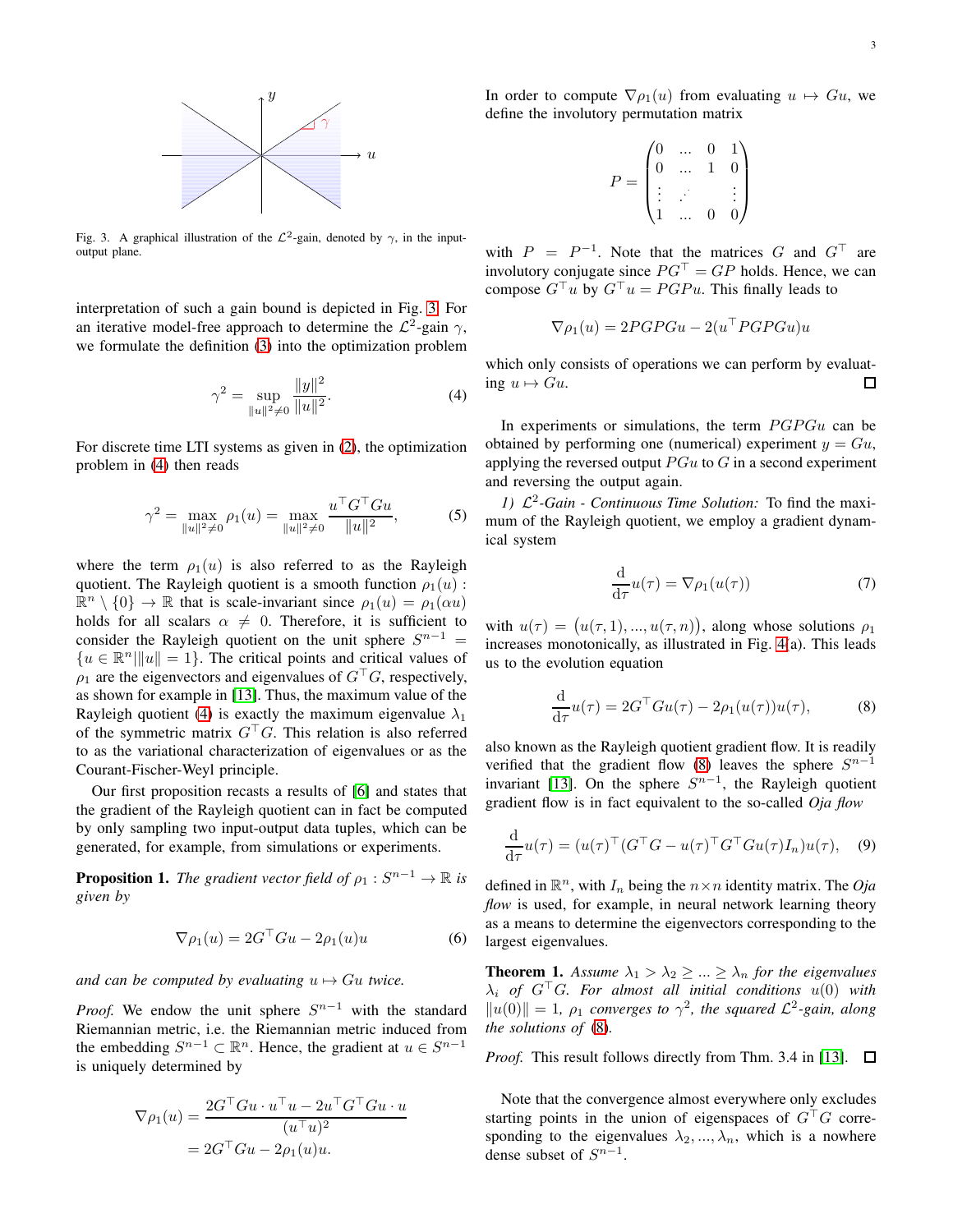Fig. 3. A graphical illustration of the $\mathcal{L}^2$-gain, denoted by $\gamma$, in the input-output plane.

interpretation of such a gain bound is depicted in Fig. 3. For an iterative model-free approach to determine the $\mathcal{L}^2$-gain $\gamma$, we formulate the definition (3) into the optimization problem

$$\gamma^2 = \sup_{\|u\|^2 \neq 0} \frac{\|y\|^2}{\|u\|^2}. \tag{4}$$

For discrete time LTI systems as given in (2), the optimization problem in (4) then reads

$$\gamma^2 = \max_{\|u\|^2 \neq 0} \rho_1(u) = \max_{\|u\|^2 \neq 0} \frac{u^\top G^\top G u}{\|u\|^2}, \tag{5}$$

where the term $\rho_1(u)$ is also referred to as the Rayleigh quotient. The Rayleigh quotient is a smooth function $\rho_1(u) : \mathbb{R}^n \setminus \{0\} \to \mathbb{R}$ that is scale-invariant since $\rho_1(u) = \rho_1(\alpha u)$ holds for all scalars $\alpha \neq 0$. Therefore, it is sufficient to consider the Rayleigh quotient on the unit sphere $S^{n-1} = \{u \in \mathbb{R}^n | \|u\| = 1\}$. The critical points and critical values of $\rho_1$ are the eigenvectors and eigenvalues of $G^\top G$, respectively, as shown for example in [13]. Thus, the maximum value of the Rayleigh quotient (4) is exactly the maximum eigenvalue $\lambda_1$ of the symmetric matrix $G^\top G$. This relation is also referred to as the variational characterization of eigenvalues or as the Courant-Fischer-Weyl principle.

Our first proposition recasts a results of [6] and states that the gradient of the Rayleigh quotient can in fact be computed by only sampling two input-output data tuples, which can be generated, for example, from simulations or experiments.

**Proposition 1.** *The gradient vector field of $\rho_1 : S^{n-1} \to \mathbb{R}$ is given by*

$$\nabla\rho_1(u) = 2G^\top G u - 2\rho_1(u)u \tag{6}$$

*and can be computed by evaluating $u \mapsto Gu$ twice.*

*Proof.* We endow the unit sphere $S^{n-1}$ with the standard Riemannian metric, i.e. the Riemannian metric induced from the embedding $S^{n-1} \subset \mathbb{R}^n$. Hence, the gradient at $u \in S^{n-1}$ is uniquely determined by

$$\begin{aligned}\nabla\rho_1(u) &= \frac{2G^\top Gu \cdot u^\top u - 2u^\top G^\top G u \cdot u}{(u^\top u)^2} \\ &= 2G^\top G u - 2\rho_1(u)u.\end{aligned}$$

In order to compute $\nabla\rho_1(u)$ from evaluating $u \mapsto Gu$, we define the involutory permutation matrix

$$P = \begin{pmatrix} 0 & \dots & 0 & 1 \\ 0 & \dots & 1 & 0 \\ \vdots & \iddots & & \vdots \\ 1 & \dots & 0 & 0 \end{pmatrix}$$

with $P = P^{-1}$. Note that the matrices $G$ and $G^\top$ are involutory conjugate since $PG^\top = GP$ holds. Hence, we can compose $G^\top u$ by $G^\top u = PGPu$. This finally leads to

$$\nabla\rho_1(u) = 2PGPGu - 2(u^\top PGPGu)u$$

which only consists of operations we can perform by evaluating $u \mapsto Gu$. $\square$

In experiments or simulations, the term $PGPGu$ can be obtained by performing one (numerical) experiment $y = Gu$, applying the reversed output $PGu$ to $G$ in a second experiment and reversing the output again.

*1) $\mathcal{L}^2$-Gain - Continuous Time Solution:* To find the maximum of the Rayleigh quotient, we employ a gradient dynamical system

$$\frac{\mathrm{d}}{\mathrm{d}\tau} u(\tau) = \nabla\rho_1(u(\tau)) \tag{7}$$

with $u(\tau) = \big(u(\tau, 1), ..., u(\tau, n)\big)$, along whose solutions $\rho_1$ increases monotonically, as illustrated in Fig. 4(a). This leads us to the evolution equation

$$\frac{\mathrm{d}}{\mathrm{d}\tau} u(\tau) = 2G^\top G u(\tau) - 2\rho_1(u(\tau))u(\tau), \tag{8}$$

also known as the Rayleigh quotient gradient flow. It is readily verified that the gradient flow (8) leaves the sphere $S^{n-1}$ invariant [13]. On the sphere $S^{n-1}$, the Rayleigh quotient gradient flow is in fact equivalent to the so-called *Oja flow*

$$\frac{\mathrm{d}}{\mathrm{d}\tau} u(\tau) = (u(\tau)^\top (G^\top G - u(\tau)^\top G^\top G u(\tau) I_n) u(\tau), \tag{9}$$

defined in $\mathbb{R}^n$, with $I_n$ being the $n \times n$ identity matrix. The *Oja flow* is used, for example, in neural network learning theory as a means to determine the eigenvectors corresponding to the largest eigenvalues.

**Theorem 1.** *Assume $\lambda_1 > \lambda_2 \geq ... \geq \lambda_n$ for the eigenvalues $\lambda_i$ of $G^\top G$. For almost all initial conditions $u(0)$ with $\|u(0)\| = 1$, $\rho_1$ converges to $\gamma^2$, the squared $\mathcal{L}^2$-gain, along the solutions of (8).*

*Proof.* This result follows directly from Thm. 3.4 in [13]. $\square$

Note that the convergence almost everywhere only excludes starting points in the union of eigenspaces of $G^\top G$ corresponding to the eigenvalues $\lambda_2, ..., \lambda_n$, which is a nowhere dense subset of $S^{n-1}$.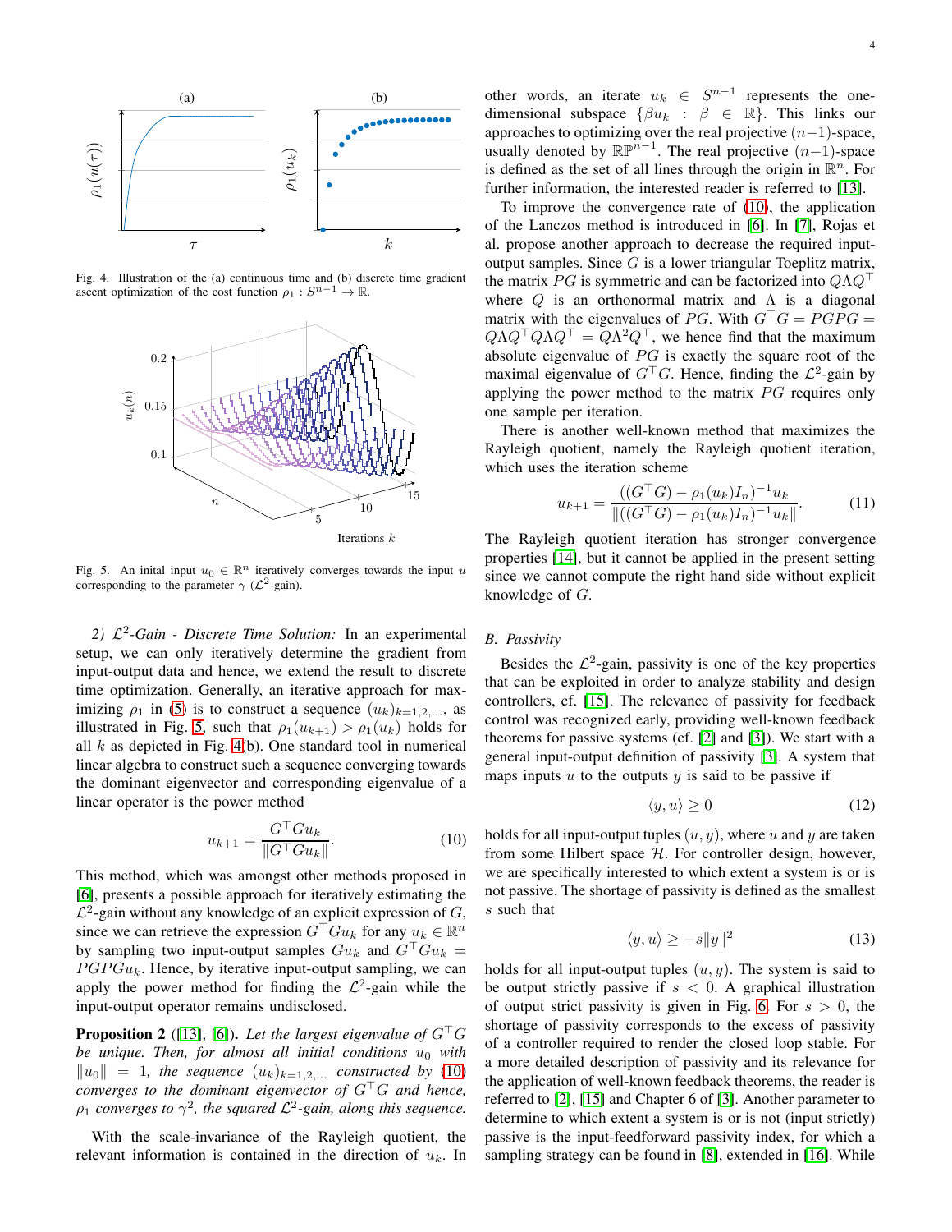Fig. 4. Illustration of the (a) continuous time and (b) discrete time gradient ascent optimization of the cost function $\rho_1 : S^{n-1} \to \mathbb{R}$.

Fig. 5. An inital input $u_0 \in \mathbb{R}^n$ iteratively converges towards the input $u$ corresponding to the parameter $\gamma$ ($\mathcal{L}^2$-gain).

*2) $\mathcal{L}^2$-Gain - Discrete Time Solution:* In an experimental setup, we can only iteratively determine the gradient from input-output data and hence, we extend the result to discrete time optimization. Generally, an iterative approach for maximizing $\rho_1$ in (5) is to construct a sequence $(u_k)_{k=1,2,\ldots}$, as illustrated in Fig. 5, such that $\rho_1(u_{k+1}) > \rho_1(u_k)$ holds for all $k$ as depicted in Fig. 4(b). One standard tool in numerical linear algebra to construct such a sequence converging towards the dominant eigenvector and corresponding eigenvalue of a linear operator is the power method

$$u_{k+1} = \frac{G^\top G u_k}{\|G^\top G u_k\|}. \tag{10}$$

This method, which was amongst other methods proposed in [6], presents a possible approach for iteratively estimating the $\mathcal{L}^2$-gain without any knowledge of an explicit expression of $G$, since we can retrieve the expression $G^\top G u_k$ for any $u_k \in \mathbb{R}^n$ by sampling two input-output samples $G u_k$ and $G^\top G u_k = PGPGu_k$. Hence, by iterative input-output sampling, we can apply the power method for finding the $\mathcal{L}^2$-gain while the input-output operator remains undisclosed.

**Proposition 2** ([13], [6]). *Let the largest eigenvalue of $G^\top G$ be unique. Then, for almost all initial conditions $u_0$ with $\|u_0\| = 1$, the sequence $(u_k)_{k=1,2,\ldots}$ constructed by (10) converges to the dominant eigenvector of $G^\top G$ and hence, $\rho_1$ converges to $\gamma^2$, the squared $\mathcal{L}^2$-gain, along this sequence.*

With the scale-invariance of the Rayleigh quotient, the relevant information is contained in the direction of $u_k$. In other words, an iterate $u_k \in S^{n-1}$ represents the one-dimensional subspace $\{\beta u_k : \beta \in \mathbb{R}\}$. This links our approaches to optimizing over the real projective $(n-1)$-space, usually denoted by $\mathbb{RP}^{n-1}$. The real projective $(n-1)$-space is defined as the set of all lines through the origin in $\mathbb{R}^n$. For further information, the interested reader is referred to [13].

To improve the convergence rate of (10), the application of the Lanczos method is introduced in [6]. In [7], Rojas et al. propose another approach to decrease the required input-output samples. Since $G$ is a lower triangular Toeplitz matrix, the matrix $PG$ is symmetric and can be factorized into $Q\Lambda Q^\top$ where $Q$ is an orthonormal matrix and $\Lambda$ is a diagonal matrix with the eigenvalues of $PG$. With $G^\top G = PGPG = Q\Lambda Q^\top Q\Lambda Q^\top = Q\Lambda^2 Q^\top$, we hence find that the maximum absolute eigenvalue of $PG$ is exactly the square root of the maximal eigenvalue of $G^\top G$. Hence, finding the $\mathcal{L}^2$-gain by applying the power method to the matrix $PG$ requires only one sample per iteration.

There is another well-known method that maximizes the Rayleigh quotient, namely the Rayleigh quotient iteration, which uses the iteration scheme

$$u_{k+1} = \frac{((G^\top G) - \rho_1(u_k) I_n)^{-1} u_k}{\|((G^\top G) - \rho_1(u_k) I_n)^{-1} u_k\|}. \tag{11}$$

The Rayleigh quotient iteration has stronger convergence properties [14], but it cannot be applied in the present setting since we cannot compute the right hand side without explicit knowledge of $G$.

## B. Passivity

Besides the $\mathcal{L}^2$-gain, passivity is one of the key properties that can be exploited in order to analyze stability and design controllers, cf. [15]. The relevance of passivity for feedback control was recognized early, providing well-known feedback theorems for passive systems (cf. [2] and [3]). We start with a general input-output definition of passivity [3]. A system that maps inputs $u$ to the outputs $y$ is said to be passive if

$$\langle y, u \rangle \geq 0 \tag{12}$$

holds for all input-output tuples $(u, y)$, where $u$ and $y$ are taken from some Hilbert space $\mathcal{H}$. For controller design, however, we are specifically interested to which extent a system is or is not passive. The shortage of passivity is defined as the smallest $s$ such that

$$\langle y, u \rangle \geq -s\|y\|^2 \tag{13}$$

holds for all input-output tuples $(u, y)$. The system is said to be output strictly passive if $s < 0$. A graphical illustration of output strict passivity is given in Fig. 6. For $s > 0$, the shortage of passivity corresponds to the excess of passivity of a controller required to render the closed loop stable. For a more detailed description of passivity and its relevance for the application of well-known feedback theorems, the reader is referred to [2], [15] and Chapter 6 of [3]. Another parameter to determine to which extent a system is or is not (input strictly) passive is the input-feedforward passivity index, for which a sampling strategy can be found in [8], extended in [16]. While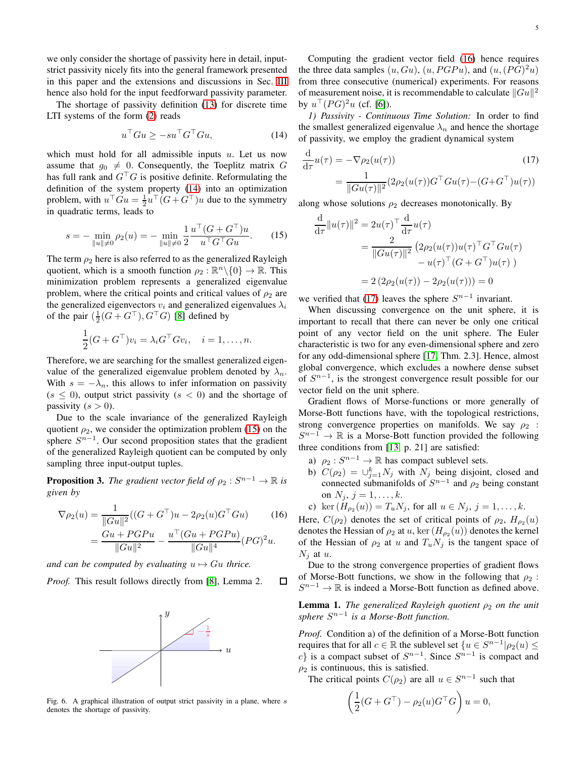we only consider the shortage of passivity here in detail, input-strict passivity nicely fits into the general framework presented in this paper and the extensions and discussions in Sec. III hence also hold for the input feedforward passivity parameter.

The shortage of passivity definition (13) for discrete time LTI systems of the form (2) reads

$$u^\top Gu \geq -su^\top G^\top Gu, \tag{14}$$

which must hold for all admissible inputs $u$. Let us now assume that $g_0 \neq 0$. Consequently, the Toeplitz matrix $G$ has full rank and $G^\top G$ is positive definite. Reformulating the definition of the system property (14) into an optimization problem, with $u^\top Gu = \frac{1}{2}u^\top(G+G^\top)u$ due to the symmetry in quadratic terms, leads to

$$s = -\min_{\|u\|\neq 0} \rho_2(u) = -\min_{\|u\|\neq 0} \frac{1}{2}\frac{u^\top(G+G^\top)u}{u^\top G^\top Gu}. \tag{15}$$

The term $\rho_2$ here is also referred to as the generalized Rayleigh quotient, which is a smooth function $\rho_2 : \mathbb{R}^n\backslash\{0\} \to \mathbb{R}$. This minimization problem represents a generalized eigenvalue problem, where the critical points and critical values of $\rho_2$ are the generalized eigenvectors $v_i$ and generalized eigenvalues $\lambda_i$ of the pair $(\frac{1}{2}(G+G^\top), G^\top G)$ [8] defined by

$$\frac{1}{2}(G+G^\top)v_i = \lambda_i G^\top G v_i, \quad i = 1,\ldots,n.$$

Therefore, we are searching for the smallest generalized eigenvalue of the generalized eigenvalue problem denoted by $\lambda_n$. With $s = -\lambda_n$, this allows to infer information on passivity ($s \leq 0$), output strict passivity ($s < 0$) and the shortage of passivity ($s > 0$).

Due to the scale invariance of the generalized Rayleigh quotient $\rho_2$, we consider the optimization problem (15) on the sphere $S^{n-1}$. Our second proposition states that the gradient of the generalized Rayleigh quotient can be computed by only sampling three input-output tuples.

**Proposition 3.** *The gradient vector field of $\rho_2 : S^{n-1} \to \mathbb{R}$ is given by*

$$\begin{aligned}\nabla\rho_2(u) &= \frac{1}{\|Gu\|^2}((G+G^\top)u - 2\rho_2(u)G^\top Gu) \\ &= \frac{Gu + PGPu}{\|Gu\|^2} - \frac{u^\top(Gu+PGPu)}{\|Gu\|^4}(PG)^2u.\end{aligned} \tag{16}$$

*and can be computed by evaluating $u \mapsto Gu$ thrice.*

*Proof.* This result follows directly from [8], Lemma 2. □

Fig. 6. A graphical illustration of output strict passivity in a plane, where $s$ denotes the shortage of passivity.

Computing the gradient vector field (16) hence requires the three data samples $(u, Gu)$, $(u, PGPu)$, and $(u, (PG)^2u)$ from three consecutive (numerical) experiments. For reasons of measurement noise, it is recommendable to calculate $\|Gu\|^2$ by $u^\top(PG)^2u$ (cf. [6]).

*1) Passivity - Continuous Time Solution:* In order to find the smallest generalized eigenvalue $\lambda_n$ and hence the shortage of passivity, we employ the gradient dynamical system

$$\begin{aligned}\frac{\mathrm{d}}{\mathrm{d}\tau}u(\tau) &= -\nabla\rho_2(u(\tau)) \\ &= \frac{1}{\|Gu(\tau)\|^2}(2\rho_2(u(\tau))G^\top Gu(\tau) - (G+G^\top)u(\tau))\end{aligned} \tag{17}$$

along whose solutions $\rho_2$ decreases monotonically. By

$$\begin{aligned}\frac{\mathrm{d}}{\mathrm{d}\tau}\|u(\tau)\|^2 &= 2u(\tau)^\top\frac{\mathrm{d}}{\mathrm{d}\tau}u(\tau) \\ &= \frac{2}{\|Gu(\tau)\|^2}\big(2\rho_2(u(\tau))u(\tau)^\top G^\top Gu(\tau) \\ &\qquad - u(\tau)^\top(G+G^\top)u(\tau)\,\big) \\ &= 2\,(2\rho_2(u(\tau)) - 2\rho_2(u(\tau))) = 0\end{aligned}$$

we verified that (17) leaves the sphere $S^{n-1}$ invariant.

When discussing convergence on the unit sphere, it is important to recall that there can never be only one critical point of any vector field on the unit sphere. The Euler characteristic is two for any even-dimensional sphere and zero for any odd-dimensional sphere [17, Thm. 2.3]. Hence, almost global convergence, which excludes a nowhere dense subset of $S^{n-1}$, is the strongest convergence result possible for our vector field on the unit sphere.

Gradient flows of Morse-functions or more generally of Morse-Bott functions have, with the topological restrictions, strong convergence properties on manifolds. We say $\rho_2 : S^{n-1} \to \mathbb{R}$ is a Morse-Bott function provided the following three conditions from [13, p. 21] are satisfied:

a) $\rho_2 : S^{n-1} \to \mathbb{R}$ has compact sublevel sets.
b) $C(\rho_2) = \cup_{j=1}^k N_j$ with $N_j$ being disjoint, closed and connected submanifolds of $S^{n-1}$ and $\rho_2$ being constant on $N_j$, $j = 1,\ldots,k$.
c) $\ker(H_{\rho_2}(u)) = T_u N_j$, for all $u \in N_j$, $j = 1,\ldots,k$.

Here, $C(\rho_2)$ denotes the set of critical points of $\rho_2$, $H_{\rho_2}(u)$ denotes the Hessian of $\rho_2$ at $u$, $\ker(H_{\rho_2}(u))$ denotes the kernel of the Hessian of $\rho_2$ at $u$ and $T_u N_j$ is the tangent space of $N_j$ at $u$.

Due to the strong convergence properties of gradient flows of Morse-Bott functions, we show in the following that $\rho_2 : S^{n-1} \to \mathbb{R}$ is indeed a Morse-Bott function as defined above.

**Lemma 1.** *The generalized Rayleigh quotient $\rho_2$ on the unit sphere $S^{n-1}$ is a Morse-Bott function.*

*Proof.* Condition a) of the definition of a Morse-Bott function requires that for all $c \in \mathbb{R}$ the sublevel set $\{u \in S^{n-1} | \rho_2(u) \leq c\}$ is a compact subset of $S^{n-1}$. Since $S^{n-1}$ is compact and $\rho_2$ is continuous, this is satisfied.

The critical points $C(\rho_2)$ are all $u \in S^{n-1}$ such that

$$\left(\frac{1}{2}(G+G^\top) - \rho_2(u)G^\top G\right)u = 0,$$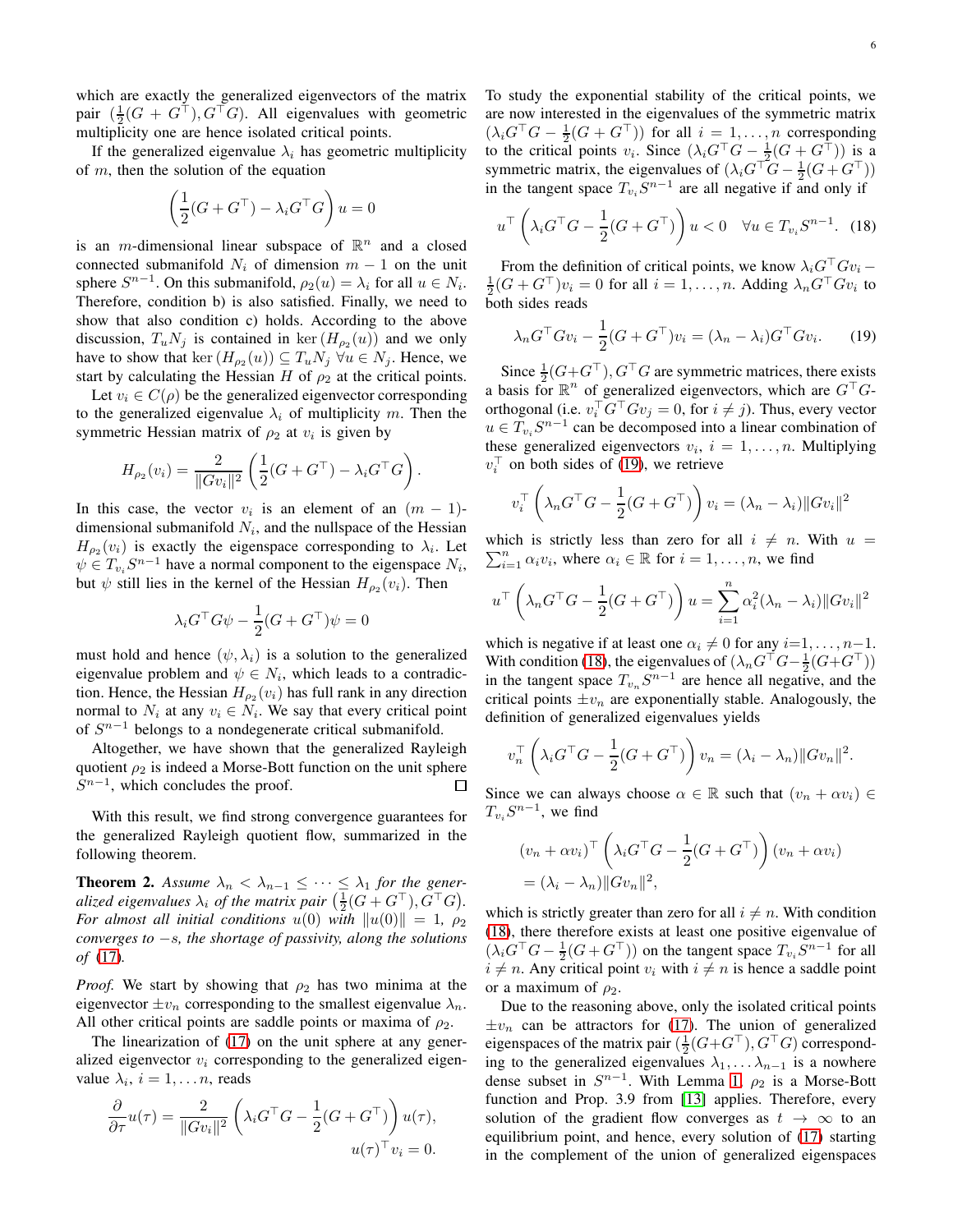which are exactly the generalized eigenvectors of the matrix pair $(\frac{1}{2}(G + G^\top), G^\top G)$. All eigenvalues with geometric multiplicity one are hence isolated critical points.

If the generalized eigenvalue $\lambda_i$ has geometric multiplicity of $m$, then the solution of the equation

$$\left(\frac{1}{2}(G + G^\top) - \lambda_i G^\top G\right) u = 0$$

is an $m$-dimensional linear subspace of $\mathbb{R}^n$ and a closed connected submanifold $N_i$ of dimension $m-1$ on the unit sphere $S^{n-1}$. On this submanifold, $\rho_2(u) = \lambda_i$ for all $u \in N_i$. Therefore, condition b) is also satisfied. Finally, we need to show that also condition c) holds. According to the above discussion, $T_u N_j$ is contained in $\ker(H_{\rho_2}(u))$ and we only have to show that $\ker(H_{\rho_2}(u)) \subseteq T_u N_j \ \forall u \in N_j$. Hence, we start by calculating the Hessian $H$ of $\rho_2$ at the critical points.

Let $v_i \in C(\rho)$ be the generalized eigenvector corresponding to the generalized eigenvalue $\lambda_i$ of multiplicity $m$. Then the symmetric Hessian matrix of $\rho_2$ at $v_i$ is given by

$$H_{\rho_2}(v_i) = \frac{2}{\|Gv_i\|^2}\left(\frac{1}{2}(G + G^\top) - \lambda_i G^\top G\right).$$

In this case, the vector $v_i$ is an element of an $(m-1)$-dimensional submanifold $N_i$, and the nullspace of the Hessian $H_{\rho_2}(v_i)$ is exactly the eigenspace corresponding to $\lambda_i$. Let $\psi \in T_{v_i} S^{n-1}$ have a normal component to the eigenspace $N_i$, but $\psi$ still lies in the kernel of the Hessian $H_{\rho_2}(v_i)$. Then

$$\lambda_i G^\top G \psi - \frac{1}{2}(G + G^\top)\psi = 0$$

must hold and hence $(\psi, \lambda_i)$ is a solution to the generalized eigenvalue problem and $\psi \in N_i$, which leads to a contradiction. Hence, the Hessian $H_{\rho_2}(v_i)$ has full rank in any direction normal to $N_i$ at any $v_i \in N_i$. We say that every critical point of $S^{n-1}$ belongs to a nondegenerate critical submanifold.

Altogether, we have shown that the generalized Rayleigh quotient $\rho_2$ is indeed a Morse-Bott function on the unit sphere $S^{n-1}$, which concludes the proof. ∎

With this result, we find strong convergence guarantees for the generalized Rayleigh quotient flow, summarized in the following theorem.

**Theorem 2.** *Assume $\lambda_n < \lambda_{n-1} \leq \cdots \leq \lambda_1$ for the generalized eigenvalues $\lambda_i$ of the matrix pair $(\frac{1}{2}(G + G^\top), G^\top G)$. For almost all initial conditions $u(0)$ with $\|u(0)\| = 1$, $\rho_2$ converges to $-s$, the shortage of passivity, along the solutions of (17).*

*Proof.* We start by showing that $\rho_2$ has two minima at the eigenvector $\pm v_n$ corresponding to the smallest eigenvalue $\lambda_n$. All other critical points are saddle points or maxima of $\rho_2$.

The linearization of (17) on the unit sphere at any generalized eigenvector $v_i$ corresponding to the generalized eigenvalue $\lambda_i$, $i = 1, \ldots n$, reads

$$\frac{\partial}{\partial \tau} u(\tau) = \frac{2}{\|Gv_i\|^2}\left(\lambda_i G^\top G - \frac{1}{2}(G + G^\top)\right) u(\tau), \quad u(\tau)^\top v_i = 0.$$

To study the exponential stability of the critical points, we are now interested in the eigenvalues of the symmetric matrix $(\lambda_i G^\top G - \frac{1}{2}(G + G^\top))$ for all $i = 1, \ldots, n$ corresponding to the critical points $v_i$. Since $(\lambda_i G^\top G - \frac{1}{2}(G + G^\top))$ is a symmetric matrix, the eigenvalues of $(\lambda_i G^\top G - \frac{1}{2}(G + G^\top))$ in the tangent space $T_{v_i} S^{n-1}$ are all negative if and only if

$$u^\top \left(\lambda_i G^\top G - \frac{1}{2}(G + G^\top)\right) u < 0 \quad \forall u \in T_{v_i} S^{n-1}. \tag{18}$$

From the definition of critical points, we know $\lambda_i G^\top G v_i - \frac{1}{2}(G + G^\top)v_i = 0$ for all $i = 1, \ldots, n$. Adding $\lambda_n G^\top G v_i$ to both sides reads

$$\lambda_n G^\top G v_i - \frac{1}{2}(G + G^\top)v_i = (\lambda_n - \lambda_i) G^\top G v_i. \tag{19}$$

Since $\frac{1}{2}(G + G^\top), G^\top G$ are symmetric matrices, there exists a basis for $\mathbb{R}^n$ of generalized eigenvectors, which are $G^\top G$-orthogonal (i.e. $v_i^\top G^\top G v_j = 0$, for $i \neq j$). Thus, every vector $u \in T_{v_i} S^{n-1}$ can be decomposed into a linear combination of these generalized eigenvectors $v_i$, $i = 1, \ldots, n$. Multiplying $v_i^\top$ on both sides of (19), we retrieve

$$v_i^\top \left(\lambda_n G^\top G - \frac{1}{2}(G + G^\top)\right) v_i = (\lambda_n - \lambda_i)\|Gv_i\|^2$$

which is strictly less than zero for all $i \neq n$. With $u = \sum_{i=1}^n \alpha_i v_i$, where $\alpha_i \in \mathbb{R}$ for $i = 1, \ldots, n$, we find

$$u^\top \left(\lambda_n G^\top G - \frac{1}{2}(G + G^\top)\right) u = \sum_{i=1}^n \alpha_i^2 (\lambda_n - \lambda_i)\|Gv_i\|^2$$

which is negative if at least one $\alpha_i \neq 0$ for any $i = 1, \ldots, n-1$. With condition (18), the eigenvalues of $(\lambda_n G^\top G - \frac{1}{2}(G + G^\top))$ in the tangent space $T_{v_n} S^{n-1}$ are hence all negative, and the critical points $\pm v_n$ are exponentially stable. Analogously, the definition of generalized eigenvalues yields

$$v_n^\top \left(\lambda_i G^\top G - \frac{1}{2}(G + G^\top)\right) v_n = (\lambda_i - \lambda_n)\|Gv_n\|^2.$$

Since we can always choose $\alpha \in \mathbb{R}$ such that $(v_n + \alpha v_i) \in T_{v_i} S^{n-1}$, we find

$$\begin{aligned}
&(v_n + \alpha v_i)^\top \left(\lambda_i G^\top G - \frac{1}{2}(G + G^\top)\right)(v_n + \alpha v_i) \\
&= (\lambda_i - \lambda_n)\|Gv_n\|^2,
\end{aligned}$$

which is strictly greater than zero for all $i \neq n$. With condition (18), there therefore exists at least one positive eigenvalue of $(\lambda_i G^\top G - \frac{1}{2}(G + G^\top))$ on the tangent space $T_{v_i} S^{n-1}$ for all $i \neq n$. Any critical point $v_i$ with $i \neq n$ is hence a saddle point or a maximum of $\rho_2$.

Due to the reasoning above, only the isolated critical points $\pm v_n$ can be attractors for (17). The union of generalized eigenspaces of the matrix pair $(\frac{1}{2}(G + G^\top), G^\top G)$ corresponding to the generalized eigenvalues $\lambda_1, \ldots \lambda_{n-1}$ is a nowhere dense subset in $S^{n-1}$. With Lemma 1, $\rho_2$ is a Morse-Bott function and Prop. 3.9 from [13] applies. Therefore, every solution of the gradient flow converges as $t \to \infty$ to an equilibrium point, and hence, every solution of (17) starting in the complement of the union of generalized eigenspaces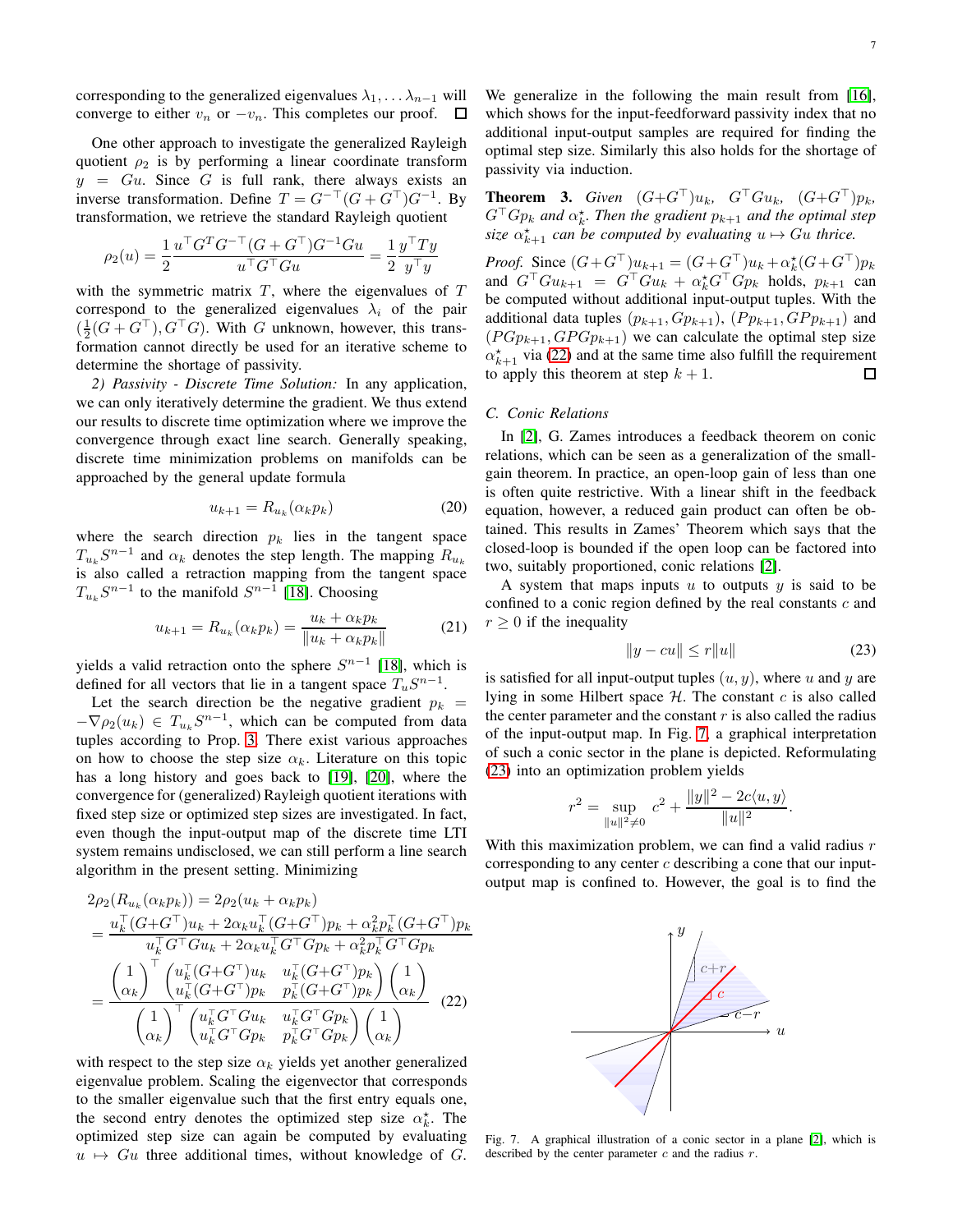corresponding to the generalized eigenvalues $\lambda_1, \dots \lambda_{n-1}$ will converge to either $v_n$ or $-v_n$. This completes our proof. $\square$

One other approach to investigate the generalized Rayleigh quotient $\rho_2$ is by performing a linear coordinate transform $y = Gu$. Since $G$ is full rank, there always exists an inverse transformation. Define $T = G^{-\top}(G+G^\top)G^{-1}$. By transformation, we retrieve the standard Rayleigh quotient

$$\rho_2(u) = \frac{1}{2}\frac{u^\top G^T G^{-\top}(G+G^\top)G^{-1}Gu}{u^\top G^\top Gu} = \frac{1}{2}\frac{y^\top Ty}{y^\top y}$$

with the symmetric matrix $T$, where the eigenvalues of $T$ correspond to the generalized eigenvalues $\lambda_i$ of the pair $(\frac{1}{2}(G+G^\top), G^\top G)$. With $G$ unknown, however, this transformation cannot directly be used for an iterative scheme to determine the shortage of passivity.

*2) Passivity - Discrete Time Solution:* In any application, we can only iteratively determine the gradient. We thus extend our results to discrete time optimization where we improve the convergence through exact line search. Generally speaking, discrete time minimization problems on manifolds can be approached by the general update formula

$$u_{k+1} = R_{u_k}(\alpha_k p_k) \tag{20}$$

where the search direction $p_k$ lies in the tangent space $T_{u_k}S^{n-1}$ and $\alpha_k$ denotes the step length. The mapping $R_{u_k}$ is also called a retraction mapping from the tangent space $T_{u_k}S^{n-1}$ to the manifold $S^{n-1}$ [18]. Choosing

$$u_{k+1} = R_{u_k}(\alpha_k p_k) = \frac{u_k + \alpha_k p_k}{\|u_k + \alpha_k p_k\|} \tag{21}$$

yields a valid retraction onto the sphere $S^{n-1}$ [18], which is defined for all vectors that lie in a tangent space $T_u S^{n-1}$.

Let the search direction be the negative gradient $p_k = -\nabla\rho_2(u_k) \in T_{u_k}S^{n-1}$, which can be computed from data tuples according to Prop. 3. There exist various approaches on how to choose the step size $\alpha_k$. Literature on this topic has a long history and goes back to [19], [20], where the convergence for (generalized) Rayleigh quotient iterations with fixed step size or optimized step sizes are investigated. In fact, even though the input-output map of the discrete time LTI system remains undisclosed, we can still perform a line search algorithm in the present setting. Minimizing

$$\begin{aligned}
&2\rho_2(R_{u_k}(\alpha_k p_k)) = 2\rho_2(u_k + \alpha_k p_k)\\
&= \frac{u_k^\top(G+G^\top)u_k + 2\alpha_k u_k^\top(G+G^\top)p_k + \alpha_k^2 p_k^\top(G+G^\top)p_k}{u_k^\top G^\top Gu_k + 2\alpha_k u_k^\top G^\top Gp_k + \alpha_k^2 p_k^\top G^\top Gp_k}\\
&= \frac{\begin{pmatrix}1\\ \alpha_k\end{pmatrix}^\top \begin{pmatrix} u_k^\top(G+G^\top)u_k & u_k^\top(G+G^\top)p_k\\ u_k^\top(G+G^\top)p_k & p_k^\top(G+G^\top)p_k\end{pmatrix}\begin{pmatrix}1\\ \alpha_k\end{pmatrix}}{\begin{pmatrix}1\\ \alpha_k\end{pmatrix}^\top \begin{pmatrix} u_k^\top G^\top Gu_k & u_k^\top G^\top Gp_k\\ u_k^\top G^\top Gp_k & p_k^\top G^\top Gp_k\end{pmatrix}\begin{pmatrix}1\\ \alpha_k\end{pmatrix}}
\end{aligned} \tag{22}$$

with respect to the step size $\alpha_k$ yields yet another generalized eigenvalue problem. Scaling the eigenvector that corresponds to the smaller eigenvalue such that the first entry equals one, the second entry denotes the optimized step size $\alpha_k^\star$. The optimized step size can again be computed by evaluating $u \mapsto Gu$ three additional times, without knowledge of $G$. We generalize in the following the main result from [16], which shows for the input-feedforward passivity index that no additional input-output samples are required for finding the optimal step size. Similarly this also holds for the shortage of passivity via induction.

**Theorem 3.** *Given $(G+G^\top)u_k$, $G^\top Gu_k$, $(G+G^\top)p_k$, $G^\top Gp_k$ and $\alpha_k^\star$. Then the gradient $p_{k+1}$ and the optimal step size $\alpha_{k+1}^\star$ can be computed by evaluating $u \mapsto Gu$ thrice.*

*Proof.* Since $(G+G^\top)u_{k+1} = (G+G^\top)u_k + \alpha_k^\star(G+G^\top)p_k$ and $G^\top Gu_{k+1} = G^\top Gu_k + \alpha_k^\star G^\top Gp_k$ holds, $p_{k+1}$ can be computed without additional input-output tuples. With the additional data tuples $(p_{k+1}, Gp_{k+1})$, $(Pp_{k+1}, GPp_{k+1})$ and $(PGp_{k+1}, GPGp_{k+1})$ we can calculate the optimal step size $\alpha_{k+1}^\star$ via (22) and at the same time also fulfill the requirement to apply this theorem at step $k+1$. $\square$

### C. Conic Relations

In [2], G. Zames introduces a feedback theorem on conic relations, which can be seen as a generalization of the small-gain theorem. In practice, an open-loop gain of less than one is often quite restrictive. With a linear shift in the feedback equation, however, a reduced gain product can often be obtained. This results in Zames' Theorem which says that the closed-loop is bounded if the open loop can be factored into two, suitably proportioned, conic relations [2].

A system that maps inputs $u$ to outputs $y$ is said to be confined to a conic region defined by the real constants $c$ and $r \geq 0$ if the inequality

$$\|y - cu\| \leq r\|u\| \tag{23}$$

is satisfied for all input-output tuples $(u, y)$, where $u$ and $y$ are lying in some Hilbert space $\mathcal{H}$. The constant $c$ is also called the center parameter and the constant $r$ is also called the radius of the input-output map. In Fig. 7, a graphical interpretation of such a conic sector in the plane is depicted. Reformulating (23) into an optimization problem yields

$$r^2 = \sup_{\|u\|^2 \neq 0} \; c^2 + \frac{\|y\|^2 - 2c\langle u, y\rangle}{\|u\|^2}.$$

With this maximization problem, we can find a valid radius $r$ corresponding to any center $c$ describing a cone that our input-output map is confined to. However, the goal is to find the

Fig. 7. A graphical illustration of a conic sector in a plane [2], which is described by the center parameter $c$ and the radius $r$.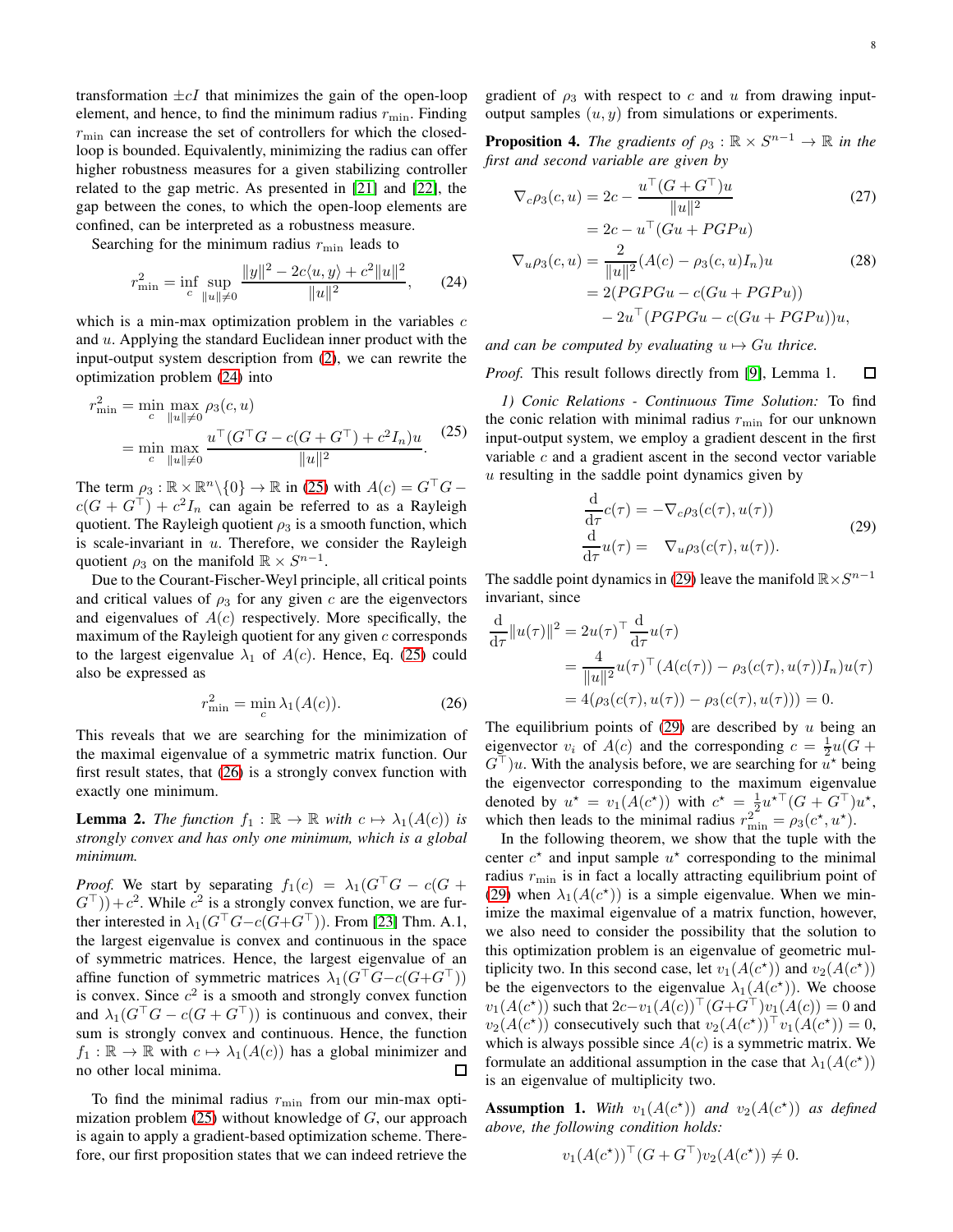transformation $\pm cI$ that minimizes the gain of the open-loop element, and hence, to find the minimum radius $r_{\min}$. Finding $r_{\min}$ can increase the set of controllers for which the closed-loop is bounded. Equivalently, minimizing the radius can offer higher robustness measures for a given stabilizing controller related to the gap metric. As presented in [21] and [22], the gap between the cones, to which the open-loop elements are confined, can be interpreted as a robustness measure.

Searching for the minimum radius $r_{\min}$ leads to

$$r_{\min}^2 = \inf_{c} \sup_{\|u\|\neq 0} \frac{\|y\|^2 - 2c\langle u, y\rangle + c^2\|u\|^2}{\|u\|^2}, \tag{24}$$

which is a min-max optimization problem in the variables $c$ and $u$. Applying the standard Euclidean inner product with the input-output system description from (2), we can rewrite the optimization problem (24) into

$$\begin{aligned} r_{\min}^2 &= \min_{c} \max_{\|u\|\neq 0} \rho_3(c, u) \\ &= \min_{c} \max_{\|u\|\neq 0} \frac{u^\top(G^\top G - c(G+G^\top) + c^2 I_n)u}{\|u\|^2}. \end{aligned} \tag{25}$$

The term $\rho_3 : \mathbb{R} \times \mathbb{R}^n \backslash \{0\} \to \mathbb{R}$ in (25) with $A(c) = G^\top G - c(G + G^\top) + c^2 I_n$ can again be referred to as a Rayleigh quotient. The Rayleigh quotient $\rho_3$ is a smooth function, which is scale-invariant in $u$. Therefore, we consider the Rayleigh quotient $\rho_3$ on the manifold $\mathbb{R} \times S^{n-1}$.

Due to the Courant-Fischer-Weyl principle, all critical points and critical values of $\rho_3$ for any given $c$ are the eigenvectors and eigenvalues of $A(c)$ respectively. More specifically, the maximum of the Rayleigh quotient for any given $c$ corresponds to the largest eigenvalue $\lambda_1$ of $A(c)$. Hence, Eq. (25) could also be expressed as

$$r_{\min}^2 = \min_{c} \lambda_1(A(c)). \tag{26}$$

This reveals that we are searching for the minimization of the maximal eigenvalue of a symmetric matrix function. Our first result states, that (26) is a strongly convex function with exactly one minimum.

**Lemma 2.** *The function $f_1 : \mathbb{R} \to \mathbb{R}$ with $c \mapsto \lambda_1(A(c))$ is strongly convex and has only one minimum, which is a global minimum.*

*Proof.* We start by separating $f_1(c) = \lambda_1(G^\top G - c(G + G^\top)) + c^2$. While $c^2$ is a strongly convex function, we are further interested in $\lambda_1(G^\top G - c(G+G^\top))$. From [23] Thm. A.1, the largest eigenvalue is convex and continuous in the space of symmetric matrices. Hence, the largest eigenvalue of an affine function of symmetric matrices $\lambda_1(G^\top G - c(G+G^\top))$ is convex. Since $c^2$ is a smooth and strongly convex function and $\lambda_1(G^\top G - c(G + G^\top))$ is continuous and convex, their sum is strongly convex and continuous. Hence, the function $f_1 : \mathbb{R} \to \mathbb{R}$ with $c \mapsto \lambda_1(A(c))$ has a global minimizer and no other local minima. ☐

To find the minimal radius $r_{\min}$ from our min-max optimization problem (25) without knowledge of $G$, our approach is again to apply a gradient-based optimization scheme. Therefore, our first proposition states that we can indeed retrieve the gradient of $\rho_3$ with respect to $c$ and $u$ from drawing input-output samples $(u, y)$ from simulations or experiments.

**Proposition 4.** *The gradients of $\rho_3 : \mathbb{R} \times S^{n-1} \to \mathbb{R}$ in the first and second variable are given by*

$$\begin{aligned} \nabla_c \rho_3(c, u) &= 2c - \frac{u^\top(G + G^\top)u}{\|u\|^2} \\ &= 2c - u^\top(Gu + PGPu) \end{aligned} \tag{27}$$

$$\begin{aligned} \nabla_u \rho_3(c, u) &= \frac{2}{\|u\|^2}(A(c) - \rho_3(c, u)I_n)u \\ &= 2(PGPGu - c(Gu + PGPu)) \\ &\quad - 2u^\top(PGPGu - c(Gu + PGPu))u, \end{aligned} \tag{28}$$

*and can be computed by evaluating $u \mapsto Gu$ thrice.*

*Proof.* This result follows directly from [9], Lemma 1. ☐

*1) Conic Relations - Continuous Time Solution:* To find the conic relation with minimal radius $r_{\min}$ for our unknown input-output system, we employ a gradient descent in the first variable $c$ and a gradient ascent in the second vector variable $u$ resulting in the saddle point dynamics given by

$$\begin{aligned} \frac{\mathrm{d}}{\mathrm{d}\tau} c(\tau) &= -\nabla_c \rho_3(c(\tau), u(\tau)) \\ \frac{\mathrm{d}}{\mathrm{d}\tau} u(\tau) &= \phantom{-}\nabla_u \rho_3(c(\tau), u(\tau)). \end{aligned} \tag{29}$$

The saddle point dynamics in (29) leave the manifold $\mathbb{R} \times S^{n-1}$ invariant, since

$$\begin{aligned} \frac{\mathrm{d}}{\mathrm{d}\tau}\|u(\tau)\|^2 &= 2u(\tau)^\top \frac{\mathrm{d}}{\mathrm{d}\tau} u(\tau) \\ &= \frac{4}{\|u\|^2} u(\tau)^\top (A(c(\tau)) - \rho_3(c(\tau), u(\tau)) I_n) u(\tau) \\ &= 4(\rho_3(c(\tau), u(\tau)) - \rho_3(c(\tau), u(\tau))) = 0. \end{aligned}$$

The equilibrium points of (29) are described by $u$ being an eigenvector $v_i$ of $A(c)$ and the corresponding $c = \frac{1}{2}u(G + G^\top)u$. With the analysis before, we are searching for $u^\star$ being the eigenvector corresponding to the maximum eigenvalue denoted by $u^\star = v_1(A(c^\star))$ with $c^\star = \frac{1}{2}u^{\star\top}(G + G^\top)u^\star$, which then leads to the minimal radius $r_{\min}^2 = \rho_3(c^\star, u^\star)$.

In the following theorem, we show that the tuple with the center $c^\star$ and input sample $u^\star$ corresponding to the minimal radius $r_{\min}$ is in fact a locally attracting equilibrium point of (29) when $\lambda_1(A(c^\star))$ is a simple eigenvalue. When we minimize the maximal eigenvalue of a matrix function, however, we also need to consider the possibility that the solution to this optimization problem is an eigenvalue of geometric multiplicity two. In this second case, let $v_1(A(c^\star))$ and $v_2(A(c^\star))$ be the eigenvectors to the eigenvalue $\lambda_1(A(c^\star))$. We choose $v_1(A(c^\star))$ such that $2c - v_1(A(c))^\top(G+G^\top)v_1(A(c)) = 0$ and $v_2(A(c^\star))$ consecutively such that $v_2(A(c^\star))^\top v_1(A(c^\star)) = 0$, which is always possible since $A(c)$ is a symmetric matrix. We formulate an additional assumption in the case that $\lambda_1(A(c^\star))$ is an eigenvalue of multiplicity two.

**Assumption 1.** *With $v_1(A(c^\star))$ and $v_2(A(c^\star))$ as defined above, the following condition holds:*

$$v_1(A(c^\star))^\top (G + G^\top) v_2(A(c^\star)) \neq 0.$$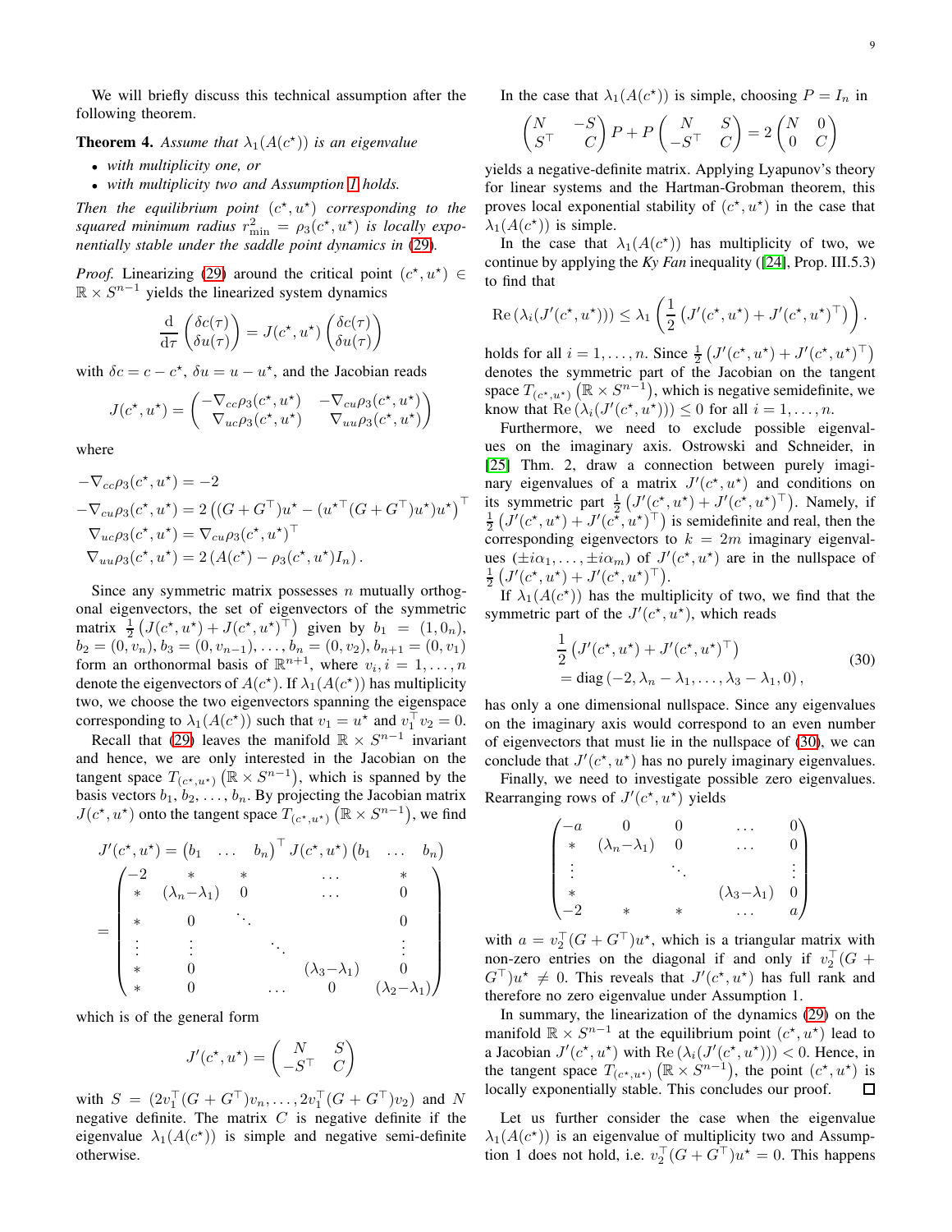We will briefly discuss this technical assumption after the following theorem.

**Theorem 4.** *Assume that $\lambda_1(A(c^\star))$ is an eigenvalue*

- *with multiplicity one, or*
- *with multiplicity two and Assumption 1 holds.*

*Then the equilibrium point $(c^\star, u^\star)$ corresponding to the squared minimum radius $r^2_{\min} = \rho_3(c^\star, u^\star)$ is locally exponentially stable under the saddle point dynamics in (29).*

*Proof.* Linearizing (29) around the critical point $(c^\star, u^\star) \in \mathbb{R} \times S^{n-1}$ yields the linearized system dynamics

$$\frac{\mathrm{d}}{\mathrm{d}\tau}\begin{pmatrix}\delta c(\tau)\\ \delta u(\tau)\end{pmatrix} = J(c^\star, u^\star)\begin{pmatrix}\delta c(\tau)\\ \delta u(\tau)\end{pmatrix}$$

with $\delta c = c - c^\star$, $\delta u = u - u^\star$, and the Jacobian reads

$$J(c^\star, u^\star) = \begin{pmatrix} -\nabla_{cc}\rho_3(c^\star, u^\star) & -\nabla_{cu}\rho_3(c^\star, u^\star)\\ \nabla_{uc}\rho_3(c^\star, u^\star) & \nabla_{uu}\rho_3(c^\star, u^\star)\end{pmatrix}$$

where

$$\begin{aligned}
-\nabla_{cc}\rho_3(c^\star, u^\star) &= -2\\
-\nabla_{cu}\rho_3(c^\star, u^\star) &= 2\left((G+G^\top)u^\star - (u^{\star\top}(G+G^\top)u^\star)u^\star\right)^\top\\
\nabla_{uc}\rho_3(c^\star, u^\star) &= \nabla_{cu}\rho_3(c^\star, u^\star)^\top\\
\nabla_{uu}\rho_3(c^\star, u^\star) &= 2\left(A(c^\star) - \rho_3(c^\star, u^\star)I_n\right).
\end{aligned}$$

Since any symmetric matrix possesses $n$ mutually orthogonal eigenvectors, the set of eigenvectors of the symmetric matrix $\frac{1}{2}\left(J(c^\star, u^\star) + J(c^\star, u^\star)^\top\right)$ given by $b_1 = (1, 0_n)$, $b_2 = (0, v_n)$, $b_3 = (0, v_{n-1}), \ldots, b_n = (0, v_2)$, $b_{n+1} = (0, v_1)$ form an orthonormal basis of $\mathbb{R}^{n+1}$, where $v_i, i = 1, \ldots, n$ denote the eigenvectors of $A(c^\star)$. If $\lambda_1(A(c^\star))$ has multiplicity two, we choose the two eigenvectors spanning the eigenspace corresponding to $\lambda_1(A(c^\star))$ such that $v_1 = u^\star$ and $v_1^\top v_2 = 0$.

Recall that (29) leaves the manifold $\mathbb{R} \times S^{n-1}$ invariant and hence, we are only interested in the Jacobian on the tangent space $T_{(c^\star,u^\star)}\left(\mathbb{R} \times S^{n-1}\right)$, which is spanned by the basis vectors $b_1, b_2, \ldots, b_n$. By projecting the Jacobian matrix $J(c^\star, u^\star)$ onto the tangent space $T_{(c^\star,u^\star)}\left(\mathbb{R} \times S^{n-1}\right)$, we find

$$\begin{aligned}
J'(c^\star, u^\star) &= \begin{pmatrix} b_1 & \ldots & b_n\end{pmatrix}^\top J(c^\star, u^\star)\begin{pmatrix} b_1 & \ldots & b_n\end{pmatrix}\\
&= \begin{pmatrix}
-2 & * & * & & \ldots & *\\
* & (\lambda_n - \lambda_1) & 0 & & \ldots & 0\\
* & 0 & \ddots & & & 0\\
\vdots & \vdots & & \ddots & & \vdots\\
* & 0 & & & (\lambda_3 - \lambda_1) & 0\\
* & 0 & & \ldots & 0 & (\lambda_2 - \lambda_1)
\end{pmatrix}
\end{aligned}$$

which is of the general form

$$J'(c^\star, u^\star) = \begin{pmatrix} N & S\\ -S^\top & C\end{pmatrix}$$

with $S = \left(2v_1^\top(G+G^\top)v_n, \ldots, 2v_1^\top(G+G^\top)v_2\right)$ and $N$ negative definite. The matrix $C$ is negative definite if the eigenvalue $\lambda_1(A(c^\star))$ is simple and negative semi-definite otherwise.

In the case that $\lambda_1(A(c^\star))$ is simple, choosing $P = I_n$ in

$$\begin{pmatrix} N & -S\\ S^\top & C\end{pmatrix} P + P\begin{pmatrix} N & S\\ -S^\top & C\end{pmatrix} = 2\begin{pmatrix} N & 0\\ 0 & C\end{pmatrix}$$

yields a negative-definite matrix. Applying Lyapunov's theory for linear systems and the Hartman-Grobman theorem, this proves local exponential stability of $(c^\star, u^\star)$ in the case that $\lambda_1(A(c^\star))$ is simple.

In the case that $\lambda_1(A(c^\star))$ has multiplicity of two, we continue by applying the *Ky Fan* inequality ([24], Prop. III.5.3) to find that

$$\mathrm{Re}\left(\lambda_i(J'(c^\star, u^\star))\right) \le \lambda_1\left(\frac{1}{2}\left(J'(c^\star, u^\star) + J'(c^\star, u^\star)^\top\right)\right).$$

holds for all $i = 1, \ldots, n$. Since $\frac{1}{2}\left(J'(c^\star, u^\star) + J'(c^\star, u^\star)^\top\right)$ denotes the symmetric part of the Jacobian on the tangent space $T_{(c^\star,u^\star)}\left(\mathbb{R} \times S^{n-1}\right)$, which is negative semidefinite, we know that $\mathrm{Re}\left(\lambda_i(J'(c^\star, u^\star))\right) \le 0$ for all $i = 1, \ldots, n$.

Furthermore, we need to exclude possible eigenvalues on the imaginary axis. Ostrowski and Schneider, in [25] Thm. 2, draw a connection between purely imaginary eigenvalues of a matrix $J'(c^\star, u^\star)$ and conditions on its symmetric part $\frac{1}{2}\left(J'(c^\star, u^\star) + J'(c^\star, u^\star)^\top\right)$. Namely, if $\frac{1}{2}\left(J'(c^\star, u^\star) + J'(c^\star, u^\star)^\top\right)$ is semidefinite and real, then the corresponding eigenvectors to $k = 2m$ imaginary eigenvalues $(\pm i\alpha_1, \ldots, \pm i\alpha_m)$ of $J'(c^\star, u^\star)$ are in the nullspace of $\frac{1}{2}\left(J'(c^\star, u^\star) + J'(c^\star, u^\star)^\top\right)$.

If $\lambda_1(A(c^\star))$ has the multiplicity of two, we find that the symmetric part of the $J'(c^\star, u^\star)$, which reads

$$\begin{aligned}
&\frac{1}{2}\left(J'(c^\star, u^\star) + J'(c^\star, u^\star)^\top\right)\\
&= \mathrm{diag}\left(-2, \lambda_n - \lambda_1, \ldots, \lambda_3 - \lambda_1, 0\right),
\end{aligned} \tag{30}$$

has only a one dimensional nullspace. Since any eigenvalues on the imaginary axis would correspond to an even number of eigenvectors that must lie in the nullspace of (30), we can conclude that $J'(c^\star, u^\star)$ has no purely imaginary eigenvalues.

Finally, we need to investigate possible zero eigenvalues. Rearranging rows of $J'(c^\star, u^\star)$ yields

$$\begin{pmatrix}
-a & 0 & 0 & \ldots & 0\\
* & (\lambda_n - \lambda_1) & 0 & \ldots & 0\\
\vdots & & \ddots & & \vdots\\
* & & & (\lambda_3 - \lambda_1) & 0\\
-2 & * & * & \ldots & a
\end{pmatrix}$$

with $a = v_2^\top(G+G^\top)u^\star$, which is a triangular matrix with non-zero entries on the diagonal if and only if $v_2^\top(G+G^\top)u^\star \neq 0$. This reveals that $J'(c^\star, u^\star)$ has full rank and therefore no zero eigenvalue under Assumption 1.

In summary, the linearization of the dynamics (29) on the manifold $\mathbb{R} \times S^{n-1}$ at the equilibrium point $(c^\star, u^\star)$ lead to a Jacobian $J'(c^\star, u^\star)$ with $\mathrm{Re}\left(\lambda_i(J'(c^\star, u^\star))\right) < 0$. Hence, in the tangent space $T_{(c^\star,u^\star)}\left(\mathbb{R} \times S^{n-1}\right)$, the point $(c^\star, u^\star)$ is locally exponentially stable. This concludes our proof. ∎

Let us further consider the case when the eigenvalue $\lambda_1(A(c^\star))$ is an eigenvalue of multiplicity two and Assumption 1 does not hold, i.e. $v_2^\top(G+G^\top)u^\star = 0$. This happens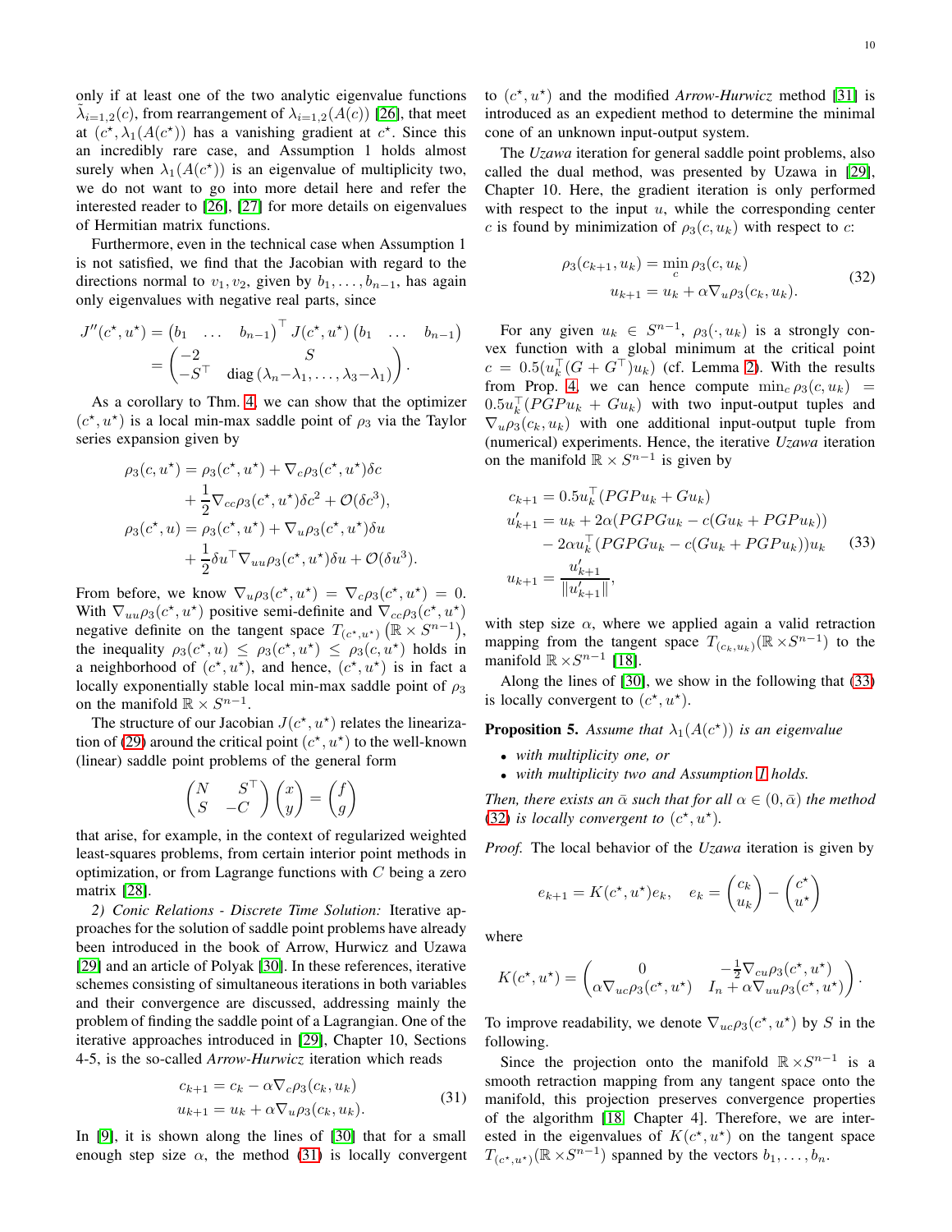only if at least one of the two analytic eigenvalue functions $\tilde{\lambda}_{i=1,2}(c)$, from rearrangement of $\lambda_{i=1,2}(A(c))$ [26], that meet at $(c^\star, \lambda_1(A(c^\star))$ has a vanishing gradient at $c^\star$. Since this an incredibly rare case, and Assumption 1 holds almost surely when $\lambda_1(A(c^\star))$ is an eigenvalue of multiplicity two, we do not want to go into more detail here and refer the interested reader to [26], [27] for more details on eigenvalues of Hermitian matrix functions.

Furthermore, even in the technical case when Assumption 1 is not satisfied, we find that the Jacobian with regard to the directions normal to $v_1, v_2$, given by $b_1, \ldots, b_{n-1}$, has again only eigenvalues with negative real parts, since

$$
\begin{aligned}
J''(c^\star, u^\star) &= \begin{pmatrix} b_1 & \ldots & b_{n-1} \end{pmatrix}^\top J(c^\star, u^\star) \begin{pmatrix} b_1 & \ldots & b_{n-1} \end{pmatrix} \\
&= \begin{pmatrix} -2 & S \\ -S^\top & \operatorname{diag}(\lambda_n - \lambda_1, \ldots, \lambda_3 - \lambda_1) \end{pmatrix}.
\end{aligned}
$$

As a corollary to Thm. 4, we can show that the optimizer $(c^\star, u^\star)$ is a local min-max saddle point of $\rho_3$ via the Taylor series expansion given by

$$
\begin{aligned}
\rho_3(c, u^\star) &= \rho_3(c^\star, u^\star) + \nabla_c \rho_3(c^\star, u^\star)\delta c \\
&\quad + \frac{1}{2}\nabla_{cc}\rho_3(c^\star, u^\star)\delta c^2 + \mathcal{O}(\delta c^3), \\
\rho_3(c^\star, u) &= \rho_3(c^\star, u^\star) + \nabla_u \rho_3(c^\star, u^\star)\delta u \\
&\quad + \frac{1}{2}\delta u^\top \nabla_{uu}\rho_3(c^\star, u^\star)\delta u + \mathcal{O}(\delta u^3).
\end{aligned}
$$

From before, we know $\nabla_u \rho_3(c^\star, u^\star) = \nabla_c \rho_3(c^\star, u^\star) = 0$. With $\nabla_{uu}\rho_3(c^\star, u^\star)$ positive semi-definite and $\nabla_{cc}\rho_3(c^\star, u^\star)$ negative definite on the tangent space $T_{(c^\star, u^\star)}\left(\mathbb{R} \times S^{n-1}\right)$, the inequality $\rho_3(c^\star, u) \le \rho_3(c^\star, u^\star) \le \rho_3(c, u^\star)$ holds in a neighborhood of $(c^\star, u^\star)$, and hence, $(c^\star, u^\star)$ is in fact a locally exponentially stable local min-max saddle point of $\rho_3$ on the manifold $\mathbb{R} \times S^{n-1}$.

The structure of our Jacobian $J(c^\star, u^\star)$ relates the linearization of (29) around the critical point $(c^\star, u^\star)$ to the well-known (linear) saddle point problems of the general form

$$
\begin{pmatrix} N & S^\top \\ S & -C \end{pmatrix} \begin{pmatrix} x \\ y \end{pmatrix} = \begin{pmatrix} f \\ g \end{pmatrix}
$$

that arise, for example, in the context of regularized weighted least-squares problems, from certain interior point methods in optimization, or from Lagrange functions with $C$ being a zero matrix [28].

*2) Conic Relations - Discrete Time Solution:* Iterative approaches for the solution of saddle point problems have already been introduced in the book of Arrow, Hurwicz and Uzawa [29] and an article of Polyak [30]. In these references, iterative schemes consisting of simultaneous iterations in both variables and their convergence are discussed, addressing mainly the problem of finding the saddle point of a Lagrangian. One of the iterative approaches introduced in [29], Chapter 10, Sections 4-5, is the so-called *Arrow-Hurwicz* iteration which reads

$$
\begin{aligned}
c_{k+1} &= c_k - \alpha \nabla_c \rho_3(c_k, u_k) \\
u_{k+1} &= u_k + \alpha \nabla_u \rho_3(c_k, u_k).
\end{aligned} \tag{31}
$$

In [9], it is shown along the lines of [30] that for a small enough step size $\alpha$, the method (31) is locally convergent to $(c^\star, u^\star)$ and the modified *Arrow-Hurwicz* method [31] is introduced as an expedient method to determine the minimal cone of an unknown input-output system.

The *Uzawa* iteration for general saddle point problems, also called the dual method, was presented by Uzawa in [29], Chapter 10. Here, the gradient iteration is only performed with respect to the input $u$, while the corresponding center $c$ is found by minimization of $\rho_3(c, u_k)$ with respect to $c$:

$$
\begin{aligned}
\rho_3(c_{k+1}, u_k) &= \min_c \rho_3(c, u_k) \\
u_{k+1} &= u_k + \alpha \nabla_u \rho_3(c_k, u_k).
\end{aligned} \tag{32}
$$

For any given $u_k \in S^{n-1}$, $\rho_3(\cdot, u_k)$ is a strongly convex function with a global minimum at the critical point $c = 0.5(u_k^\top(G + G^\top)u_k)$ (cf. Lemma 2). With the results from Prop. 4, we can hence compute $\min_c \rho_3(c, u_k) = 0.5u_k^\top(PGPu_k + Gu_k)$ with two input-output tuples and $\nabla_u \rho_3(c_k, u_k)$ with one additional input-output tuple from (numerical) experiments. Hence, the iterative *Uzawa* iteration on the manifold $\mathbb{R} \times S^{n-1}$ is given by

$$
\begin{aligned}
c_{k+1} &= 0.5u_k^\top(PGPu_k + Gu_k) \\
u'_{k+1} &= u_k + 2\alpha(PGPGu_k - c(Gu_k + PGPu_k)) \\
&\quad - 2\alpha u_k^\top(PGPGu_k - c(Gu_k + PGPu_k))u_k \\
u_{k+1} &= \frac{u'_{k+1}}{\|u'_{k+1}\|},
\end{aligned} \tag{33}
$$

with step size $\alpha$, where we applied again a valid retraction mapping from the tangent space $T_{(c_k, u_k)}(\mathbb{R} \times S^{n-1})$ to the manifold $\mathbb{R} \times S^{n-1}$ [18].

Along the lines of [30], we show in the following that (33) is locally convergent to $(c^\star, u^\star)$.

**Proposition 5.** *Assume that $\lambda_1(A(c^\star))$ is an eigenvalue*

- *with multiplicity one, or*
- *with multiplicity two and Assumption 1 holds.*

*Then, there exists an $\bar{\alpha}$ such that for all $\alpha \in (0, \bar{\alpha})$ the method (32) is locally convergent to $(c^\star, u^\star)$.*

*Proof.* The local behavior of the *Uzawa* iteration is given by

$$
e_{k+1} = K(c^\star, u^\star)e_k, \quad e_k = \begin{pmatrix} c_k \\ u_k \end{pmatrix} - \begin{pmatrix} c^\star \\ u^\star \end{pmatrix}
$$

where

$$
K(c^\star, u^\star) = \begin{pmatrix} 0 & -\frac{1}{2}\nabla_{cu}\rho_3(c^\star, u^\star) \\ \alpha \nabla_{uc}\rho_3(c^\star, u^\star) & I_n + \alpha \nabla_{uu}\rho_3(c^\star, u^\star) \end{pmatrix}.
$$

To improve readability, we denote $\nabla_{uc}\rho_3(c^\star, u^\star)$ by $S$ in the following.

Since the projection onto the manifold $\mathbb{R} \times S^{n-1}$ is a smooth retraction mapping from any tangent space onto the manifold, this projection preserves convergence properties of the algorithm [18, Chapter 4]. Therefore, we are interested in the eigenvalues of $K(c^\star, u^\star)$ on the tangent space $T_{(c^\star, u^\star)}(\mathbb{R} \times S^{n-1})$ spanned by the vectors $b_1, \ldots, b_n$.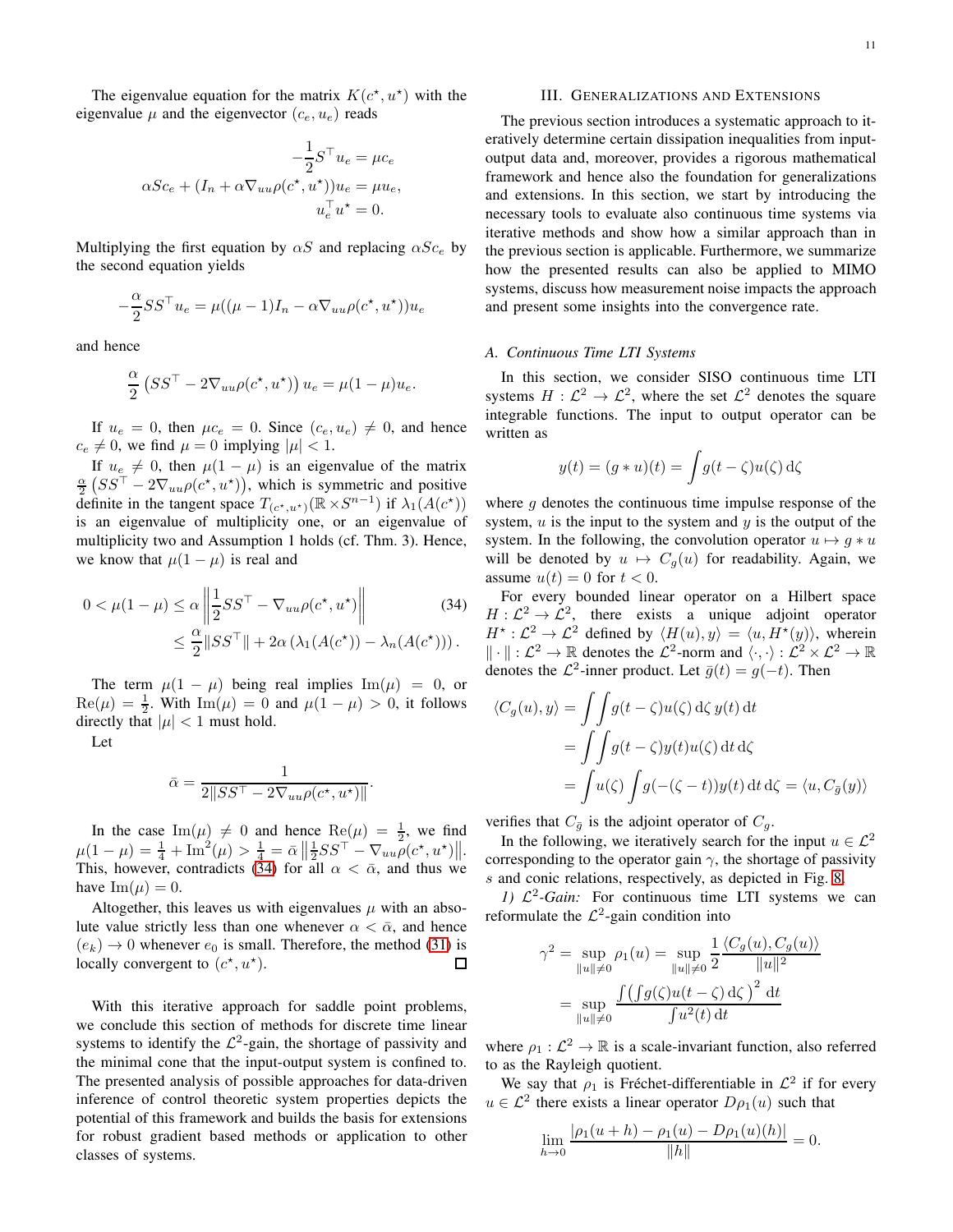The eigenvalue equation for the matrix $K(c^\star, u^\star)$ with the eigenvalue $\mu$ and the eigenvector $(c_e, u_e)$ reads

$$
\begin{aligned}
-\frac{1}{2}S^\top u_e &= \mu c_e \\
\alpha S c_e + (I_n + \alpha \nabla_{uu}\rho(c^\star, u^\star))u_e &= \mu u_e, \\
u_e^\top u^\star &= 0.
\end{aligned}
$$

Multiplying the first equation by $\alpha S$ and replacing $\alpha S c_e$ by the second equation yields

$$
-\frac{\alpha}{2} S S^\top u_e = \mu((\mu - 1)I_n - \alpha \nabla_{uu}\rho(c^\star, u^\star))u_e
$$

and hence

$$
\frac{\alpha}{2}\left(SS^\top - 2\nabla_{uu}\rho(c^\star, u^\star)\right)u_e = \mu(1-\mu)u_e.
$$

If $u_e = 0$, then $\mu c_e = 0$. Since $(c_e, u_e) \neq 0$, and hence $c_e \neq 0$, we find $\mu = 0$ implying $|\mu| < 1$.

If $u_e \neq 0$, then $\mu(1-\mu)$ is an eigenvalue of the matrix $\frac{\alpha}{2}\left(SS^\top - 2\nabla_{uu}\rho(c^\star, u^\star)\right)$, which is symmetric and positive definite in the tangent space $T_{(c^\star,u^\star)}(\mathbb{R} \times S^{n-1})$ if $\lambda_1(A(c^\star))$ is an eigenvalue of multiplicity one, or an eigenvalue of multiplicity two and Assumption 1 holds (cf. Thm. 3). Hence, we know that $\mu(1-\mu)$ is real and

$$
\begin{aligned}
0 < \mu(1-\mu) &\leq \alpha \left\| \frac{1}{2}SS^\top - \nabla_{uu}\rho(c^\star, u^\star) \right\| \qquad (34) \\
&\leq \frac{\alpha}{2}\|SS^\top\| + 2\alpha\left(\lambda_1(A(c^\star)) - \lambda_n(A(c^\star))\right).
\end{aligned}
$$

The term $\mu(1-\mu)$ being real implies $\mathrm{Im}(\mu) = 0$, or $\mathrm{Re}(\mu) = \frac{1}{2}$. With $\mathrm{Im}(\mu) = 0$ and $\mu(1-\mu) > 0$, it follows directly that $|\mu| < 1$ must hold.

Let

$$
\bar{\alpha} = \frac{1}{2\|SS^\top - 2\nabla_{uu}\rho(c^\star, u^\star)\|}.
$$

In the case $\mathrm{Im}(\mu) \neq 0$ and hence $\mathrm{Re}(\mu) = \frac{1}{2}$, we find $\mu(1-\mu) = \frac{1}{4} + \mathrm{Im}^2(\mu) > \frac{1}{4} = \bar{\alpha}\left\|\frac{1}{2}SS^\top - \nabla_{uu}\rho(c^\star, u^\star)\right\|$. This, however, contradicts (34) for all $\alpha < \bar{\alpha}$, and thus we have $\mathrm{Im}(\mu) = 0$.

Altogether, this leaves us with eigenvalues $\mu$ with an absolute value strictly less than one whenever $\alpha < \bar{\alpha}$, and hence $(e_k) \to 0$ whenever $e_0$ is small. Therefore, the method (31) is locally convergent to $(c^\star, u^\star)$. □

With this iterative approach for saddle point problems, we conclude this section of methods for discrete time linear systems to identify the $\mathcal{L}^2$-gain, the shortage of passivity and the minimal cone that the input-output system is confined to. The presented analysis of possible approaches for data-driven inference of control theoretic system properties depicts the potential of this framework and builds the basis for extensions for robust gradient based methods or application to other classes of systems.

## III. Generalizations and Extensions

The previous section introduces a systematic approach to iteratively determine certain dissipation inequalities from input-output data and, moreover, provides a rigorous mathematical framework and hence also the foundation for generalizations and extensions. In this section, we start by introducing the necessary tools to evaluate also continuous time systems via iterative methods and show how a similar approach than in the previous section is applicable. Furthermore, we summarize how the presented results can also be applied to MIMO systems, discuss how measurement noise impacts the approach and present some insights into the convergence rate.

### A. Continuous Time LTI Systems

In this section, we consider SISO continuous time LTI systems $H : \mathcal{L}^2 \to \mathcal{L}^2$, where the set $\mathcal{L}^2$ denotes the square integrable functions. The input to output operator can be written as

$$
y(t) = (g * u)(t) = \int g(t-\zeta)u(\zeta)\,\mathrm{d}\zeta
$$

where $g$ denotes the continuous time impulse response of the system, $u$ is the input to the system and $y$ is the output of the system. In the following, the convolution operator $u \mapsto g * u$ will be denoted by $u \mapsto C_g(u)$ for readability. Again, we assume $u(t) = 0$ for $t < 0$.

For every bounded linear operator on a Hilbert space $H : \mathcal{L}^2 \to \mathcal{L}^2$, there exists a unique adjoint operator $H^\star : \mathcal{L}^2 \to \mathcal{L}^2$ defined by $\langle H(u), y\rangle = \langle u, H^\star(y)\rangle$, wherein $\|\cdot\| : \mathcal{L}^2 \to \mathbb{R}$ denotes the $\mathcal{L}^2$-norm and $\langle\cdot,\cdot\rangle : \mathcal{L}^2 \times \mathcal{L}^2 \to \mathbb{R}$ denotes the $\mathcal{L}^2$-inner product. Let $\bar{g}(t) = g(-t)$. Then

$$
\begin{aligned}
\langle C_g(u), y\rangle &= \int\int g(t-\zeta)u(\zeta)\,\mathrm{d}\zeta\, y(t)\,\mathrm{d}t \\
&= \int\int g(t-\zeta)y(t)u(\zeta)\,\mathrm{d}t\,\mathrm{d}\zeta \\
&= \int u(\zeta)\int g(-(\zeta - t))y(t)\,\mathrm{d}t\,\mathrm{d}\zeta = \langle u, C_{\bar{g}}(y)\rangle
\end{aligned}
$$

verifies that $C_{\bar{g}}$ is the adjoint operator of $C_g$.

In the following, we iteratively search for the input $u \in \mathcal{L}^2$ corresponding to the operator gain $\gamma$, the shortage of passivity $s$ and conic relations, respectively, as depicted in Fig. 8.

*1) $\mathcal{L}^2$-Gain:* For continuous time LTI systems we can reformulate the $\mathcal{L}^2$-gain condition into

$$
\begin{aligned}
\gamma^2 = \sup_{\|u\|\neq 0} \rho_1(u) &= \sup_{\|u\|\neq 0} \frac{1}{2}\frac{\langle C_g(u), C_g(u)\rangle}{\|u\|^2} \\
&= \sup_{\|u\|\neq 0} \frac{\int\left(\int g(\zeta)u(t-\zeta)\,\mathrm{d}\zeta\right)^2\mathrm{d}t}{\int u^2(t)\,\mathrm{d}t}
\end{aligned}
$$

where $\rho_1 : \mathcal{L}^2 \to \mathbb{R}$ is a scale-invariant function, also referred to as the Rayleigh quotient.

We say that $\rho_1$ is Fréchet-differentiable in $\mathcal{L}^2$ if for every $u \in \mathcal{L}^2$ there exists a linear operator $D\rho_1(u)$ such that

$$
\lim_{h\to 0}\frac{|\rho_1(u+h) - \rho_1(u) - D\rho_1(u)(h)|}{\|h\|} = 0.
$$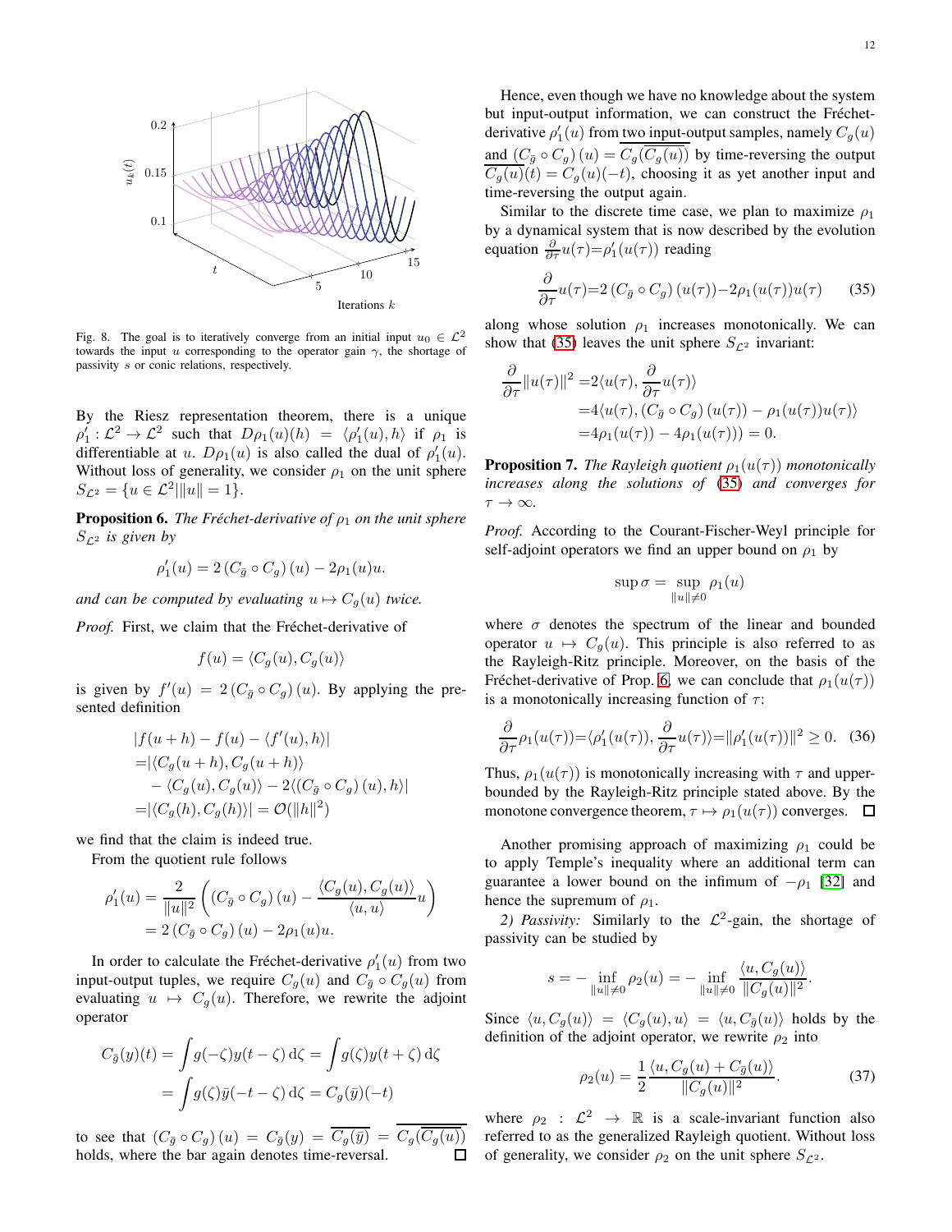Fig. 8. The goal is to iteratively converge from an initial input $u_0 \in \mathcal{L}^2$ towards the input $u$ corresponding to the operator gain $\gamma$, the shortage of passivity $s$ or conic relations, respectively.

By the Riesz representation theorem, there is a unique $\rho_1' : \mathcal{L}^2 \to \mathcal{L}^2$ such that $D\rho_1(u)(h) = \langle \rho_1'(u), h \rangle$ if $\rho_1$ is differentiable at $u$. $D\rho_1(u)$ is also called the dual of $\rho_1'(u)$. Without loss of generality, we consider $\rho_1$ on the unit sphere $S_{\mathcal{L}^2} = \{u \in \mathcal{L}^2 | \|u\| = 1\}$.

**Proposition 6.** *The Fréchet-derivative of $\rho_1$ on the unit sphere $S_{\mathcal{L}^2}$ is given by*

$$\rho_1'(u) = 2\left(C_{\bar{g}} \circ C_g\right)(u) - 2\rho_1(u)u.$$

*and can be computed by evaluating $u \mapsto C_g(u)$ twice.*

*Proof.* First, we claim that the Fréchet-derivative of

$$f(u) = \langle C_g(u), C_g(u) \rangle$$

is given by $f'(u) = 2\left(C_{\bar{g}} \circ C_g\right)(u)$. By applying the presented definition

$$\begin{aligned}
&|f(u+h) - f(u) - \langle f'(u), h \rangle| \\
=&|\langle C_g(u+h), C_g(u+h) \rangle \\
&- \langle C_g(u), C_g(u) \rangle - 2\langle \left(C_{\bar{g}} \circ C_g\right)(u), h \rangle| \\
=&|\langle C_g(h), C_g(h) \rangle| = \mathcal{O}(\|h\|^2)
\end{aligned}$$

we find that the claim is indeed true.

From the quotient rule follows

$$\begin{aligned}
\rho_1'(u) &= \frac{2}{\|u\|^2}\left(\left(C_{\bar{g}} \circ C_g\right)(u) - \frac{\langle C_g(u), C_g(u) \rangle}{\langle u, u \rangle} u\right) \\
&= 2\left(C_{\bar{g}} \circ C_g\right)(u) - 2\rho_1(u)u.
\end{aligned}$$

In order to calculate the Fréchet-derivative $\rho_1'(u)$ from two input-output tuples, we require $C_g(u)$ and $C_{\bar{g}} \circ C_g(u)$ from evaluating $u \mapsto C_g(u)$. Therefore, we rewrite the adjoint operator

$$\begin{aligned}
C_{\bar{g}}(y)(t) &= \int g(-\zeta) y(t-\zeta) \,\mathrm{d}\zeta = \int g(\zeta) y(t+\zeta) \,\mathrm{d}\zeta \\
&= \int g(\zeta) \bar{y}(-t-\zeta) \,\mathrm{d}\zeta = C_g(\bar{y})(-t)
\end{aligned}$$

to see that $\left(C_{\bar{g}} \circ C_g\right)(u) = C_{\bar{g}}(y) = \overline{C_g(\bar{y})} = \overline{C_g(\overline{C_g(u)})}$ holds, where the bar again denotes time-reversal. $\square$

Hence, even though we have no knowledge about the system but input-output information, we can construct the Fréchet-derivative $\rho_1'(u)$ from two input-output samples, namely $C_g(u)$ and $\left(C_{\bar{g}} \circ C_g\right)(u) = \overline{C_g(\overline{C_g(u)})}$ by time-reversing the output $\overline{C_g(u)}(t) = C_g(u)(-t)$, choosing it as yet another input and time-reversing the output again.

Similar to the discrete time case, we plan to maximize $\rho_1$ by a dynamical system that is now described by the evolution equation $\frac{\partial}{\partial \tau} u(\tau) = \rho_1'(u(\tau))$ reading

$$\frac{\partial}{\partial \tau} u(\tau) = 2\left(C_{\bar{g}} \circ C_g\right)(u(\tau)) - 2\rho_1(u(\tau))u(\tau) \tag{35}$$

along whose solution $\rho_1$ increases monotonically. We can show that (35) leaves the unit sphere $S_{\mathcal{L}^2}$ invariant:

$$\begin{aligned}
\frac{\partial}{\partial \tau}\|u(\tau)\|^2 &= 2\langle u(\tau), \frac{\partial}{\partial \tau} u(\tau) \rangle \\
&= 4\langle u(\tau), \left(C_{\bar{g}} \circ C_g\right)(u(\tau)) - \rho_1(u(\tau))u(\tau) \rangle \\
&= 4\rho_1(u(\tau)) - 4\rho_1(u(\tau))) = 0.
\end{aligned}$$

**Proposition 7.** *The Rayleigh quotient $\rho_1(u(\tau))$ monotonically increases along the solutions of (35) and converges for $\tau \to \infty$.*

*Proof.* According to the Courant-Fischer-Weyl principle for self-adjoint operators we find an upper bound on $\rho_1$ by

$$\sup \sigma = \sup_{\|u\| \neq 0} \rho_1(u)$$

where $\sigma$ denotes the spectrum of the linear and bounded operator $u \mapsto C_g(u)$. This principle is also referred to as the Rayleigh-Ritz principle. Moreover, on the basis of the Fréchet-derivative of Prop. 6, we can conclude that $\rho_1(u(\tau))$ is a monotonically increasing function of $\tau$:

$$\frac{\partial}{\partial \tau}\rho_1(u(\tau)) = \langle \rho_1'(u(\tau)), \frac{\partial}{\partial \tau} u(\tau) \rangle = \|\rho_1'(u(\tau))\|^2 \geq 0. \tag{36}$$

Thus, $\rho_1(u(\tau))$ is monotonically increasing with $\tau$ and upper-bounded by the Rayleigh-Ritz principle stated above. By the monotone convergence theorem, $\tau \mapsto \rho_1(u(\tau))$ converges. $\square$

Another promising approach of maximizing $\rho_1$ could be to apply Temple's inequality where an additional term can guarantee a lower bound on the infimum of $-\rho_1$ [32] and hence the supremum of $\rho_1$.

*2) Passivity:* Similarly to the $\mathcal{L}^2$-gain, the shortage of passivity can be studied by

$$s = -\inf_{\|u\| \neq 0} \rho_2(u) = -\inf_{\|u\| \neq 0} \frac{\langle u, C_g(u) \rangle}{\|C_g(u)\|^2}.$$

Since $\langle u, C_g(u) \rangle = \langle C_g(u), u \rangle = \langle u, C_{\bar{g}}(u) \rangle$ holds by the definition of the adjoint operator, we rewrite $\rho_2$ into

$$\rho_2(u) = \frac{1}{2}\frac{\langle u, C_g(u) + C_{\bar{g}}(u) \rangle}{\|C_g(u)\|^2}. \tag{37}$$

where $\rho_2 : \mathcal{L}^2 \to \mathbb{R}$ is a scale-invariant function also referred to as the generalized Rayleigh quotient. Without loss of generality, we consider $\rho_2$ on the unit sphere $S_{\mathcal{L}^2}$.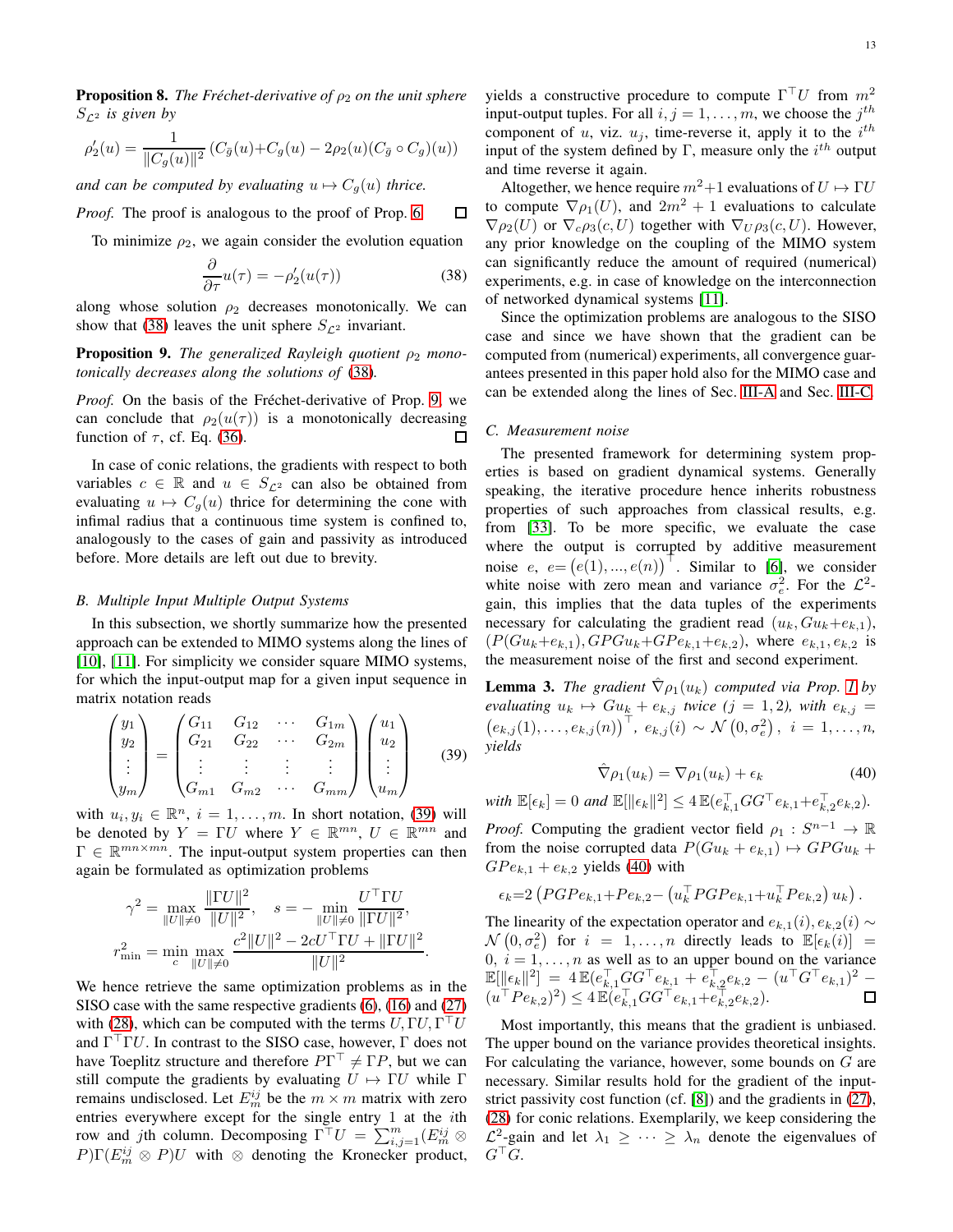**Proposition 8.** *The Fréchet-derivative of $\rho_2$ on the unit sphere $S_{\mathcal{L}^2}$ is given by*

$$\rho_2'(u) = \frac{1}{\|C_g(u)\|^2}\left(C_{\bar{g}}(u) + C_g(u) - 2\rho_2(u)(C_{\bar{g}} \circ C_g)(u)\right)$$

*and can be computed by evaluating $u \mapsto C_g(u)$ thrice.*

*Proof.* The proof is analogous to the proof of Prop. 6. $\square$

To minimize $\rho_2$, we again consider the evolution equation

$$\frac{\partial}{\partial \tau} u(\tau) = -\rho_2'(u(\tau)) \tag{38}$$

along whose solution $\rho_2$ decreases monotonically. We can show that (38) leaves the unit sphere $S_{\mathcal{L}^2}$ invariant.

**Proposition 9.** *The generalized Rayleigh quotient $\rho_2$ monotonically decreases along the solutions of (38).*

*Proof.* On the basis of the Fréchet-derivative of Prop. 9, we can conclude that $\rho_2(u(\tau))$ is a monotonically decreasing function of $\tau$, cf. Eq. (36). $\square$

In case of conic relations, the gradients with respect to both variables $c \in \mathbb{R}$ and $u \in S_{\mathcal{L}^2}$ can also be obtained from evaluating $u \mapsto C_g(u)$ thrice for determining the cone with infimal radius that a continuous time system is confined to, analogously to the cases of gain and passivity as introduced before. More details are left out due to brevity.

### B. Multiple Input Multiple Output Systems

In this subsection, we shortly summarize how the presented approach can be extended to MIMO systems along the lines of [10], [11]. For simplicity we consider square MIMO systems, for which the input-output map for a given input sequence in matrix notation reads

$$\begin{pmatrix} y_1 \\ y_2 \\ \vdots \\ y_m \end{pmatrix} = \begin{pmatrix} G_{11} & G_{12} & \cdots & G_{1m} \\ G_{21} & G_{22} & \cdots & G_{2m} \\ \vdots & \vdots & \vdots & \vdots \\ G_{m1} & G_{m2} & \cdots & G_{mm} \end{pmatrix} \begin{pmatrix} u_1 \\ u_2 \\ \vdots \\ u_m \end{pmatrix} \tag{39}$$

with $u_i, y_i \in \mathbb{R}^n$, $i = 1, \ldots, m$. In short notation, (39) will be denoted by $Y = \Gamma U$ where $Y \in \mathbb{R}^{mn}$, $U \in \mathbb{R}^{mn}$ and $\Gamma \in \mathbb{R}^{mn \times mn}$. The input-output system properties can then again be formulated as optimization problems

$$\gamma^2 = \max_{\|U\| \neq 0} \frac{\|\Gamma U\|^2}{\|U\|^2}, \quad s = -\min_{\|U\| \neq 0} \frac{U^\top \Gamma U}{\|\Gamma U\|^2},$$

$$r_{\min}^2 = \min_c \max_{\|U\| \neq 0} \frac{c^2\|U\|^2 - 2cU^\top \Gamma U + \|\Gamma U\|^2}{\|U\|^2}.$$

We hence retrieve the same optimization problems as in the SISO case with the same respective gradients (6), (16) and (27) with (28), which can be computed with the terms $U, \Gamma U, \Gamma^\top U$ and $\Gamma^\top \Gamma U$. In contrast to the SISO case, however, $\Gamma$ does not have Toeplitz structure and therefore $P\Gamma^\top \neq \Gamma P$, but we can still compute the gradients by evaluating $U \mapsto \Gamma U$ while $\Gamma$ remains undisclosed. Let $E_m^{ij}$ be the $m \times m$ matrix with zero entries everywhere except for the single entry 1 at the $i$th row and $j$th column. Decomposing $\Gamma^\top U = \sum_{i,j=1}^m (E_m^{ij} \otimes P)\Gamma(E_m^{ij} \otimes P)U$ with $\otimes$ denoting the Kronecker product, yields a constructive procedure to compute $\Gamma^\top U$ from $m^2$ input-output tuples. For all $i, j = 1, \ldots, m$, we choose the $j^{th}$ component of $u$, viz. $u_j$, time-reverse it, apply it to the $i^{th}$ input of the system defined by $\Gamma$, measure only the $i^{th}$ output and time reverse it again.

Altogether, we hence require $m^2+1$ evaluations of $U \mapsto \Gamma U$ to compute $\nabla \rho_1(U)$, and $2m^2 + 1$ evaluations to calculate $\nabla \rho_2(U)$ or $\nabla_c \rho_3(c, U)$ together with $\nabla_U \rho_3(c, U)$. However, any prior knowledge on the coupling of the MIMO system can significantly reduce the amount of required (numerical) experiments, e.g. in case of knowledge on the interconnection of networked dynamical systems [11].

Since the optimization problems are analogous to the SISO case and since we have shown that the gradient can be computed from (numerical) experiments, all convergence guarantees presented in this paper hold also for the MIMO case and can be extended along the lines of Sec. III-A and Sec. III-C.

### C. Measurement noise

The presented framework for determining system properties is based on gradient dynamical systems. Generally speaking, the iterative procedure hence inherits robustness properties of such approaches from classical results, e.g. from [33]. To be more specific, we evaluate the case where the output is corrupted by additive measurement noise $e$, $e = \left(e(1), \ldots, e(n)\right)^\top$. Similar to [6], we consider white noise with zero mean and variance $\sigma_e^2$. For the $\mathcal{L}^2$-gain, this implies that the data tuples of the experiments necessary for calculating the gradient read $(u_k, Gu_k + e_{k,1})$, $(P(Gu_k + e_{k,1}), GPGu_k + GPe_{k,1} + e_{k,2})$, where $e_{k,1}, e_{k,2}$ is the measurement noise of the first and second experiment.

**Lemma 3.** *The gradient $\hat{\nabla} \rho_1(u_k)$ computed via Prop. 1 by evaluating $u_k \mapsto Gu_k + e_{k,j}$ twice ($j = 1, 2$), with $e_{k,j} = \left(e_{k,j}(1), \ldots, e_{k,j}(n)\right)^\top$, $e_{k,j}(i) \sim \mathcal{N}\left(0, \sigma_e^2\right)$, $i = 1, \ldots, n$, yields*

$$\hat{\nabla} \rho_1(u_k) = \nabla \rho_1(u_k) + \epsilon_k \tag{40}$$

*with $\mathbb{E}[\epsilon_k] = 0$ and $\mathbb{E}[\|\epsilon_k\|^2] \leq 4\,\mathbb{E}(e_{k,1}^\top GG^\top e_{k,1} + e_{k,2}^\top e_{k,2})$.*

*Proof.* Computing the gradient vector field $\rho_1 : S^{n-1} \to \mathbb{R}$ from the noise corrupted data $P(Gu_k + e_{k,1}) \mapsto GPGu_k + GPe_{k,1} + e_{k,2}$ yields (40) with

$$\epsilon_k = 2\left(PGPe_{k,1} + Pe_{k,2} - \left(u_k^\top PGPe_{k,1} + u_k^\top Pe_{k,2}\right) u_k\right).$$

The linearity of the expectation operator and $e_{k,1}(i), e_{k,2}(i) \sim \mathcal{N}\left(0, \sigma_e^2\right)$ for $i = 1, \ldots, n$ directly leads to $\mathbb{E}[\epsilon_k(i)] = 0$, $i = 1, \ldots, n$ as well as to an upper bound on the variance $\mathbb{E}[\|\epsilon_k\|^2] = 4\,\mathbb{E}(e_{k,1}^\top GG^\top e_{k,1} + e_{k,2}^\top e_{k,2} - (u^\top G^\top e_{k,1})^2 - (u^\top Pe_{k,2})^2) \leq 4\,\mathbb{E}(e_{k,1}^\top GG^\top e_{k,1} + e_{k,2}^\top e_{k,2})$. $\square$

Most importantly, this means that the gradient is unbiased. The upper bound on the variance provides theoretical insights. For calculating the variance, however, some bounds on $G$ are necessary. Similar results hold for the gradient of the input-strict passivity cost function (cf. [8]) and the gradients in (27), (28) for conic relations. Exemplarily, we keep considering the $\mathcal{L}^2$-gain and let $\lambda_1 \geq \cdots \geq \lambda_n$ denote the eigenvalues of $G^\top G$.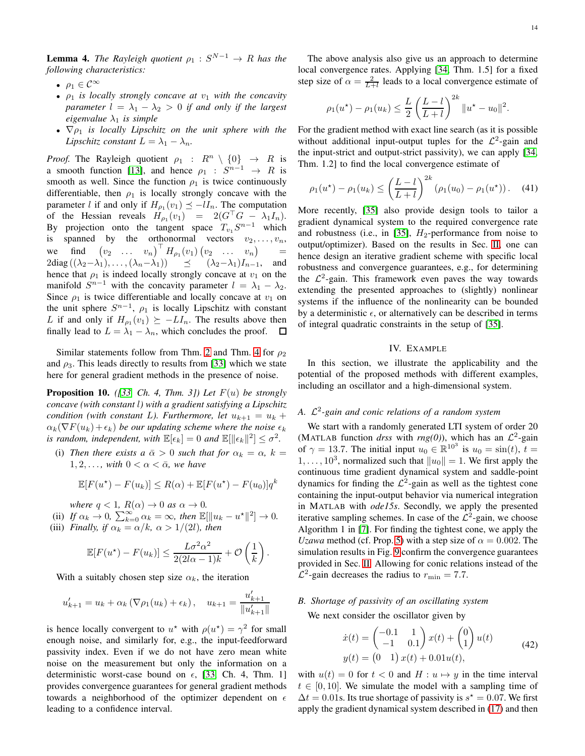**Lemma 4.** *The Rayleigh quotient $\rho_1 : S^{N-1} \to R$ has the following characteristics:*

- *$\rho_1 \in \mathcal{C}^\infty$*
- *$\rho_1$ is locally strongly concave at $v_1$ with the concavity parameter $l = \lambda_1 - \lambda_2 > 0$ if and only if the largest eigenvalue $\lambda_1$ is simple*
- *$\nabla \rho_1$ is locally Lipschitz on the unit sphere with the Lipschitz constant $L = \lambda_1 - \lambda_n$.*

*Proof.* The Rayleigh quotient $\rho_1 : R^n \setminus \{0\} \to R$ is a smooth function [13], and hence $\rho_1 : S^{n-1} \to R$ is smooth as well. Since the function $\rho_1$ is twice continuously differentiable, then $\rho_1$ is locally strongly concave with the parameter $l$ if and only if $H_{\rho_1}(v_1) \preceq -lI_n$. The computation of the Hessian reveals $H_{\rho_1}(v_1) = 2(G^\top G - \lambda_1 I_n)$. By projection onto the tangent space $T_{v_1} S^{n-1}$ which is spanned by the orthonormal vectors $v_2, \ldots, v_n$, we find $\begin{pmatrix} v_2 & \ldots & v_n \end{pmatrix}^\top H_{\rho_1}(v_1) \begin{pmatrix} v_2 & \ldots & v_n \end{pmatrix} = 2\text{diag}\left((\lambda_2 - \lambda_1), \ldots, (\lambda_n - \lambda_1)\right) \preceq (\lambda_2 - \lambda_1) I_{n-1}$, and hence that $\rho_1$ is indeed locally strongly concave at $v_1$ on the manifold $S^{n-1}$ with the concavity parameter $l = \lambda_1 - \lambda_2$. Since $\rho_1$ is twice differentiable and locally concave at $v_1$ on the unit sphere $S^{n-1}$, $\rho_1$ is locally Lipschitz with constant $L$ if and only if $H_{\rho_1}(v_1) \succeq -LI_n$. The results above then finally lead to $L = \lambda_1 - \lambda_n$, which concludes the proof. $\square$

Similar statements follow from Thm. 2 and Thm. 4 for $\rho_2$ and $\rho_3$. This leads directly to results from [33] which we state here for general gradient methods in the presence of noise.

**Proposition 10.** *([33] Ch. 4, Thm. 3]) Let $F(u)$ be strongly concave (with constant $l$) with a gradient satisfying a Lipschitz condition (with constant $L$). Furthermore, let $u_{k+1} = u_k + \alpha_k(\nabla F(u_k) + \epsilon_k)$ be our updating scheme where the noise $\epsilon_k$ is random, independent, with $\mathbb{E}[\epsilon_k] = 0$ and $\mathbb{E}[\|\epsilon_k\|^2] \leq \sigma^2$.*

(i) *Then there exists a $\bar{\alpha} > 0$ such that for $\alpha_k = \alpha$, $k = 1, 2, \ldots$, with $0 < \alpha < \bar{\alpha}$, we have*

$$\mathbb{E}[F(u^\star) - F(u_k)] \leq R(\alpha) + \mathbb{E}[F(u^\star) - F(u_0)]q^k$$

*where $q < 1$, $R(\alpha) \to 0$ as $\alpha \to 0$.*

(ii) *If $\alpha_k \to 0$, $\sum_{k=0}^{\infty} \alpha_k = \infty$, then $\mathbb{E}[\|u_k - u^\star\|^2] \to 0$.*

(iii) *Finally, if $\alpha_k = \alpha/k$, $\alpha > 1/(2l)$, then*

$$\mathbb{E}[F(u^\star) - F(u_k)] \leq \frac{L\sigma^2\alpha^2}{2(2l\alpha - 1)k} + \mathcal{O}\left(\frac{1}{k}\right).$$

With a suitably chosen step size $\alpha_k$, the iteration

$$u'_{k+1} = u_k + \alpha_k \left(\nabla \rho_1(u_k) + \epsilon_k\right), \quad u_{k+1} = \frac{u'_{k+1}}{\|u'_{k+1}\|}$$

is hence locally convergent to $u^\star$ with $\rho(u^\star) = \gamma^2$ for small enough noise, and similarly for, e.g., the input-feedforward passivity index. Even if we do not have zero mean white noise on the measurement but only the information on a deterministic worst-case bound on $\epsilon$, [33] Ch. 4, Thm. 1] provides convergence guarantees for general gradient methods towards a neighborhood of the optimizer dependent on $\epsilon$ leading to a confidence interval.

The above analysis also give us an approach to determine local convergence rates. Applying [34, Thm. 1.5] for a fixed step size of $\alpha = \frac{2}{L+l}$ leads to a local convergence estimate of

$$\rho_1(u^\star) - \rho_1(u_k) \leq \frac{L}{2}\left(\frac{L-l}{L+l}\right)^{2k} \|u^\star - u_0\|^2.$$

For the gradient method with exact line search (as it is possible without additional input-output tuples for the $\mathcal{L}^2$-gain and the input-strict and output-strict passivity), we can apply [34, Thm. 1.2] to find the local convergence estimate of

$$\rho_1(u^\star) - \rho_1(u_k) \leq \left(\frac{L-l}{L+l}\right)^{2k} \left(\rho_1(u_0) - \rho_1(u^\star)\right). \tag{41}$$

More recently, [35] also provide design tools to tailor a gradient dynamical system to the required convergence rate and robustness (i.e., in [35], $H_2$-performance from noise to output/optimizer). Based on the results in Sec. II, one can hence design an iterative gradient scheme with specific local robustness and convergence guarantees, e.g., for determining the $\mathcal{L}^2$-gain. This framework even paves the way towards extending the presented approaches to (slightly) nonlinear systems if the influence of the nonlinearity can be bounded by a deterministic $\epsilon$, or alternatively can be described in terms of integral quadratic constraints in the setup of [35].

## IV. Example

In this section, we illustrate the applicability and the potential of the proposed methods with different examples, including an oscillator and a high-dimensional system.

### A. $\mathcal{L}^2$-gain and conic relations of a random system

We start with a randomly generated LTI system of order 20 (MATLAB function *drss* with *rng(0)*), which has an $\mathcal{L}^2$-gain of $\gamma = 13.7$. The initial input $u_0 \in \mathbb{R}^{10^3}$ is $u_0 = \sin(t)$, $t = 1, \ldots, 10^3$, normalized such that $\|u_0\| = 1$. We first apply the continuous time gradient dynamical system and saddle-point dynamics for finding the $\mathcal{L}^2$-gain as well as the tightest cone containing the input-output behavior via numerical integration in MATLAB with *ode15s*. Secondly, we apply the presented iterative sampling schemes. In case of the $\mathcal{L}^2$-gain, we choose Algorithm 1 in [7]. For finding the tightest cone, we apply the *Uzawa* method (cf. Prop. 5) with a step size of $\alpha = 0.002$. The simulation results in Fig. 9 confirm the convergence guarantees provided in Sec. II. Allowing for conic relations instead of the $\mathcal{L}^2$-gain decreases the radius to $r_{\min} = 7.7$.

### B. Shortage of passivity of an oscillating system

We next consider the oscillator given by

$$\begin{aligned} \dot{x}(t) &= \begin{pmatrix} -0.1 & 1 \\ -1 & 0.1 \end{pmatrix} x(t) + \begin{pmatrix} 0 \\ 1 \end{pmatrix} u(t) \\ y(t) &= \begin{pmatrix} 0 & 1 \end{pmatrix} x(t) + 0.01 u(t), \end{aligned} \tag{42}$$

with $u(t) = 0$ for $t < 0$ and $H : u \mapsto y$ in the time interval $t \in [0, 10]$. We simulate the model with a sampling time of $\Delta t = 0.01$s. Its true shortage of passivity is $s^\star = 0.07$. We first apply the gradient dynamical system described in (17) and then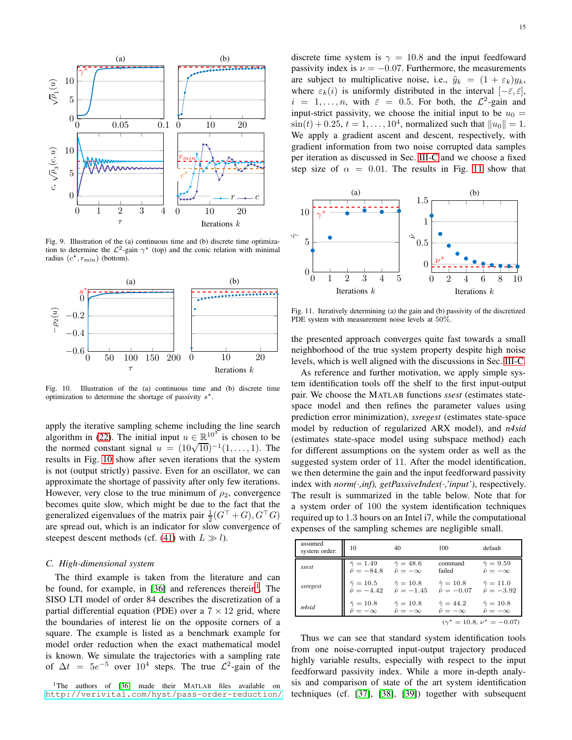Fig. 9. Illustration of the (a) continuous time and (b) discrete time optimization to determine the $\mathcal{L}^2$-gain $\gamma^\star$ (top) and the conic relation with minimal radius $(c^\star, r_{\min})$ (bottom).

Fig. 10. Illustration of the (a) continuous time and (b) discrete time optimization to determine the shortage of passivity $s^\star$.

apply the iterative sampling scheme including the line search algorithm in (22). The initial input $u \in \mathbb{R}^{10^3}$ is chosen to be the normed constant signal $u = (10\sqrt{10})^{-1}(1, \ldots, 1)$. The results in Fig. 10 show after seven iterations that the system is not (output strictly) passive. Even for an oscillator, we can approximate the shortage of passivity after only few iterations. However, very close to the true minimum of $\rho_2$, convergence becomes quite slow, which might be due to the fact that the generalized eigenvalues of the matrix pair $\frac{1}{2}(G^\top + G), G^\top G)$ are spread out, which is an indicator for slow convergence of steepest descent methods (cf. (41) with $L \gg l$).

### C. High-dimensional system

The third example is taken from the literature and can be found, for example, in [36] and references therein[1]. The SISO LTI model of order 84 describes the discretization of a partial differential equation (PDE) over a $7 \times 12$ grid, where the boundaries of interest lie on the opposite corners of a square. The example is listed as a benchmark example for model order reduction when the exact mathematical model is known. We simulate the trajectories with a sampling rate of $\Delta t = 5e^{-5}$ over $10^4$ steps. The true $\mathcal{L}^2$-gain of the discrete time system is $\gamma = 10.8$ and the input feedfoward passivity index is $\nu = -0.07$. Furthermore, the measurements are subject to multiplicative noise, i.e., $\tilde{y}_k = (1 + \varepsilon_k)y_k$, where $\varepsilon_k(i)$ is uniformly distributed in the interval $[-\bar{\varepsilon}, \bar{\varepsilon}]$, $i = 1, \ldots, n$, with $\bar{\varepsilon} = 0.5$. For both, the $\mathcal{L}^2$-gain and input-strict passivity, we choose the initial input to be $u_0 = \sin(t) + 0.25$, $t = 1, \ldots, 10^4$, normalized such that $\|u_0\| = 1$. We apply a gradient ascent and descent, respectively, with gradient information from two noise corrupted data samples per iteration as discussed in Sec. III-C and we choose a fixed step size of $\alpha = 0.01$. The results in Fig. 11 show that the presented approach converges quite fast towards a small neighborhood of the true system property despite high noise levels, which is well aligned with the discussions in Sec. III-C.

Fig. 11. Iteratively determining (a) the gain and (b) passivity of the discretized PDE system with measurement noise levels at 50%.

As reference and further motivation, we apply simple system identification tools off the shelf to the first input-output pair. We choose the MATLAB functions *ssest* (estimates state-space model and then refines the parameter values using prediction error minimization), *ssregest* (estimates state-space model by reduction of regularized ARX model), and *n4sid* (estimates state-space model using subspace method) each for different assumptions on the system order as well as the suggested system order of 11. After the model identification, we then determine the gain and the input feedforward passivity index with *norm(·,inf), getPassiveIndex(·,'input')*, respectively. The result is summarized in the table below. Note that for a system order of 100 the system identification techniques required up to 1.3 hours on an Intel i7, while the computational expenses of the sampling schemes are negligible small.

| assumed system order: | 10 | 40 | 100 | default |
|---|---|---|---|---|
| *ssest* | $\hat{\gamma} = 1.49$, $\hat{\nu} = -84.8$ | $\hat{\gamma} = 48.6$, $\hat{\nu} = -\infty$ | command failed | $\hat{\gamma} = 9.59$, $\hat{\nu} = -\infty$ |
| *ssregest* | $\hat{\gamma} = 10.5$, $\hat{\nu} = -4.42$ | $\hat{\gamma} = 10.8$, $\hat{\nu} = -1.45$ | $\hat{\gamma} = 10.8$, $\hat{\nu} = -0.07$ | $\hat{\gamma} = 11.0$, $\hat{\nu} = -3.92$ |
| *n4sid* | $\hat{\gamma} = 10.8$, $\hat{\nu} = -\infty$ | $\hat{\gamma} = 10.8$, $\hat{\nu} = -\infty$ | $\hat{\gamma} = 44.2$, $\hat{\nu} = -\infty$ | $\hat{\gamma} = 10.8$, $\hat{\nu} = -\infty$ |

$(\gamma^\star = 10.8,\ \nu^\star = -0.07)$

Thus we can see that standard system identification tools from one noise-corrupted input-output trajectory produced highly variable results, especially with respect to the input feedforward passivity index. While a more in-depth analysis and comparison of state of the art system identification techniques (cf. [37], [38], [39]) together with subsequent

[1] The authors of [36] made their MATLAB files available on http://verivital.com/hyst/pass-order-reduction/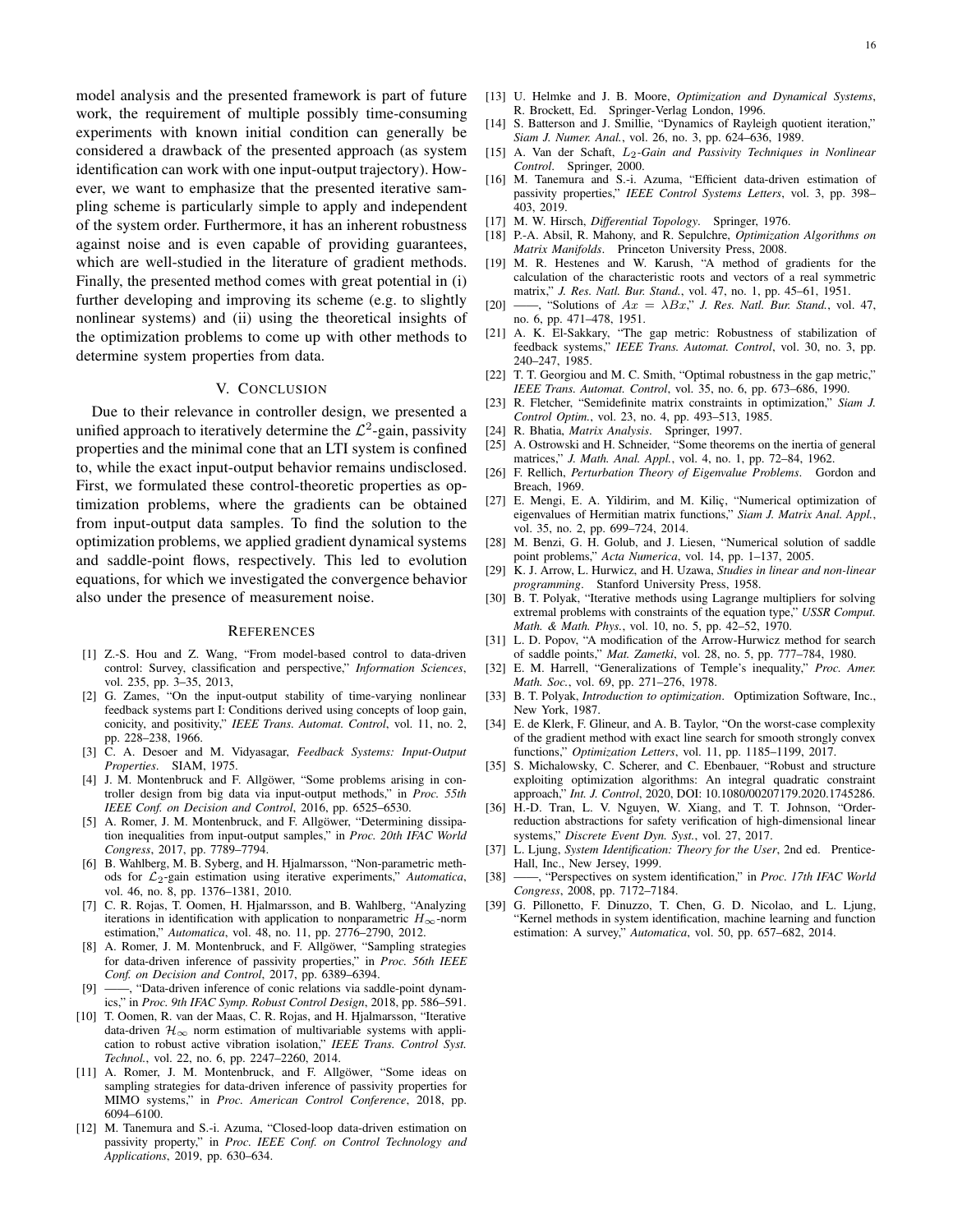model analysis and the presented framework is part of future work, the requirement of multiple possibly time-consuming experiments with known initial condition can generally be considered a drawback of the presented approach (as system identification can work with one input-output trajectory). However, we want to emphasize that the presented iterative sampling scheme is particularly simple to apply and independent of the system order. Furthermore, it has an inherent robustness against noise and is even capable of providing guarantees, which are well-studied in the literature of gradient methods. Finally, the presented method comes with great potential in (i) further developing and improving its scheme (e.g. to slightly nonlinear systems) and (ii) using the theoretical insights of the optimization problems to come up with other methods to determine system properties from data.

## V. Conclusion

Due to their relevance in controller design, we presented a unified approach to iteratively determine the $\mathcal{L}^2$-gain, passivity properties and the minimal cone that an LTI system is confined to, while the exact input-output behavior remains undisclosed. First, we formulated these control-theoretic properties as optimization problems, where the gradients can be obtained from input-output data samples. To find the solution to the optimization problems, we applied gradient dynamical systems and saddle-point flows, respectively. This led to evolution equations, for which we investigated the convergence behavior also under the presence of measurement noise.

## References

[1] Z.-S. Hou and Z. Wang, "From model-based control to data-driven control: Survey, classification and perspective," *Information Sciences*, vol. 235, pp. 3–35, 2013,

[2] G. Zames, "On the input-output stability of time-varying nonlinear feedback systems part I: Conditions derived using concepts of loop gain, conicity, and positivity," *IEEE Trans. Automat. Control*, vol. 11, no. 2, pp. 228–238, 1966.

[3] C. A. Desoer and M. Vidyasagar, *Feedback Systems: Input-Output Properties*. SIAM, 1975.

[4] J. M. Montenbruck and F. Allgöwer, "Some problems arising in controller design from big data via input-output methods," in *Proc. 55th IEEE Conf. on Decision and Control*, 2016, pp. 6525–6530.

[5] A. Romer, J. M. Montenbruck, and F. Allgöwer, "Determining dissipation inequalities from input-output samples," in *Proc. 20th IFAC World Congress*, 2017, pp. 7789–7794.

[6] B. Wahlberg, M. B. Syberg, and H. Hjalmarsson, "Non-parametric methods for $\mathcal{L}_2$-gain estimation using iterative experiments," *Automatica*, vol. 46, no. 8, pp. 1376–1381, 2010.

[7] C. R. Rojas, T. Oomen, H. Hjalmarsson, and B. Wahlberg, "Analyzing iterations in identification with application to nonparametric $H_\infty$-norm estimation," *Automatica*, vol. 48, no. 11, pp. 2776–2790, 2012.

[8] A. Romer, J. M. Montenbruck, and F. Allgöwer, "Sampling strategies for data-driven inference of passivity properties," in *Proc. 56th IEEE Conf. on Decision and Control*, 2017, pp. 6389–6394.

[9] ——, "Data-driven inference of conic relations via saddle-point dynamics," in *Proc. 9th IFAC Symp. Robust Control Design*, 2018, pp. 586–591.

[10] T. Oomen, R. van der Maas, C. R. Rojas, and H. Hjalmarsson, "Iterative data-driven $\mathcal{H}_\infty$ norm estimation of multivariable systems with application to robust active vibration isolation," *IEEE Trans. Control Syst. Technol.*, vol. 22, no. 6, pp. 2247–2260, 2014.

[11] A. Romer, J. M. Montenbruck, and F. Allgöwer, "Some ideas on sampling strategies for data-driven inference of passivity properties for MIMO systems," in *Proc. American Control Conference*, 2018, pp. 6094–6100.

[12] M. Tanemura and S.-i. Azuma, "Closed-loop data-driven estimation on passivity property," in *Proc. IEEE Conf. on Control Technology and Applications*, 2019, pp. 630–634.

[13] U. Helmke and J. B. Moore, *Optimization and Dynamical Systems*, R. Brockett, Ed. Springer-Verlag London, 1996.

[14] S. Batterson and J. Smillie, "Dynamics of Rayleigh quotient iteration," *Siam J. Numer. Anal.*, vol. 26, no. 3, pp. 624–636, 1989.

[15] A. Van der Schaft, *$L_2$-Gain and Passivity Techniques in Nonlinear Control*. Springer, 2000.

[16] M. Tanemura and S.-i. Azuma, "Efficient data-driven estimation of passivity properties," *IEEE Control Systems Letters*, vol. 3, pp. 398–403, 2019.

[17] M. W. Hirsch, *Differential Topology*. Springer, 1976.

[18] P.-A. Absil, R. Mahony, and R. Sepulchre, *Optimization Algorithms on Matrix Manifolds*. Princeton University Press, 2008.

[19] M. R. Hestenes and W. Karush, "A method of gradients for the calculation of the characteristic roots and vectors of a real symmetric matrix," *J. Res. Natl. Bur. Stand.*, vol. 47, no. 1, pp. 45–61, 1951.

[20] ——, "Solutions of $Ax = \lambda Bx$," *J. Res. Natl. Bur. Stand.*, vol. 47, no. 6, pp. 471–478, 1951.

[21] A. K. El-Sakkary, "The gap metric: Robustness of stabilization of feedback systems," *IEEE Trans. Automat. Control*, vol. 30, no. 3, pp. 240–247, 1985.

[22] T. T. Georgiou and M. C. Smith, "Optimal robustness in the gap metric," *IEEE Trans. Automat. Control*, vol. 35, no. 6, pp. 673–686, 1990.

[23] R. Fletcher, "Semidefinite matrix constraints in optimization," *Siam J. Control Optim.*, vol. 23, no. 4, pp. 493–513, 1985.

[24] R. Bhatia, *Matrix Analysis*. Springer, 1997.

[25] A. Ostrowski and H. Schneider, "Some theorems on the inertia of general matrices," *J. Math. Anal. Appl.*, vol. 4, no. 1, pp. 72–84, 1962.

[26] F. Rellich, *Perturbation Theory of Eigenvalue Problems*. Gordon and Breach, 1969.

[27] E. Mengi, E. A. Yildirim, and M. Kiliç, "Numerical optimization of eigenvalues of Hermitian matrix functions," *Siam J. Matrix Anal. Appl.*, vol. 35, no. 2, pp. 699–724, 2014.

[28] M. Benzi, G. H. Golub, and J. Liesen, "Numerical solution of saddle point problems," *Acta Numerica*, vol. 14, pp. 1–137, 2005.

[29] K. J. Arrow, L. Hurwicz, and H. Uzawa, *Studies in linear and non-linear programming*. Stanford University Press, 1958.

[30] B. T. Polyak, "Iterative methods using Lagrange multipliers for solving extremal problems with constraints of the equation type," *USSR Comput. Math. & Math. Phys.*, vol. 10, no. 5, pp. 42–52, 1970.

[31] L. D. Popov, "A modification of the Arrow-Hurwicz method for search of saddle points," *Mat. Zametki*, vol. 28, no. 5, pp. 777–784, 1980.

[32] E. M. Harrell, "Generalizations of Temple's inequality," *Proc. Amer. Math. Soc.*, vol. 69, pp. 271–276, 1978.

[33] B. T. Polyak, *Introduction to optimization*. Optimization Software, Inc., New York, 1987.

[34] E. de Klerk, F. Glineur, and A. B. Taylor, "On the worst-case complexity of the gradient method with exact line search for smooth strongly convex functions," *Optimization Letters*, vol. 11, pp. 1185–1199, 2017.

[35] S. Michalowsky, C. Scherer, and C. Ebenbauer, "Robust and structure exploiting optimization algorithms: An integral quadratic constraint approach," *Int. J. Control*, 2020, DOI: 10.1080/00207179.2020.1745286.

[36] H.-D. Tran, L. V. Nguyen, W. Xiang, and T. T. Johnson, "Order-reduction abstractions for safety verification of high-dimensional linear systems," *Discrete Event Dyn. Syst.*, vol. 27, 2017.

[37] L. Ljung, *System Identification: Theory for the User*, 2nd ed. Prentice-Hall, Inc., New Jersey, 1999.

[38] ——, "Perspectives on system identification," in *Proc. 17th IFAC World Congress*, 2008, pp. 7172–7184.

[39] G. Pillonetto, F. Dinuzzo, T. Chen, G. D. Nicolao, and L. Ljung, "Kernel methods in system identification, machine learning and function estimation: A survey," *Automatica*, vol. 50, pp. 657–682, 2014.